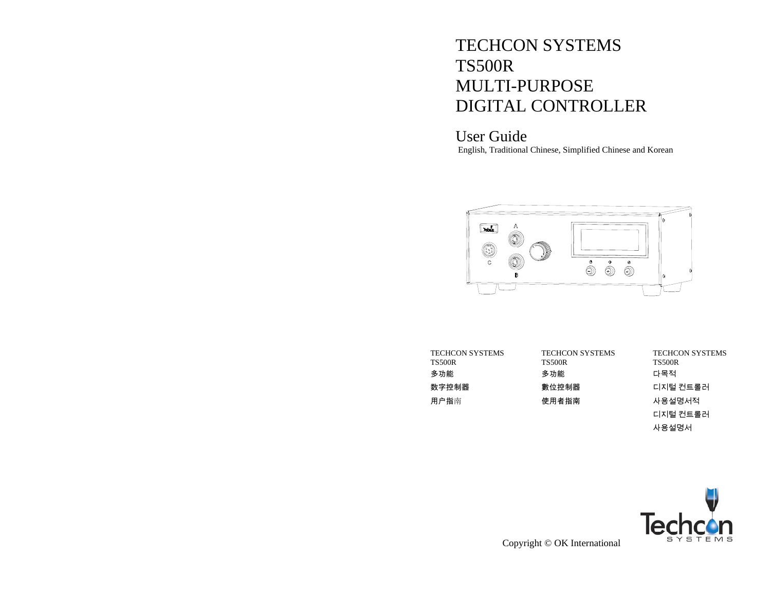# TECHCON SYSTEMS
# TS500R
# MULTI-PURPOSE
# DIGITAL CONTROLLER

## User Guide

English, Traditional Chinese, Simplified Chinese and Korean

TECHCON SYSTEMS
TS500R
多功能
数字控制器
用户指南

TECHCON SYSTEMS
TS500R
多功能
數位控制器
使用者指南

TECHCON SYSTEMS
TS500R
다목적
디지털 컨트롤러
사용설명서적
디지털 컨트롤러
사용설명서

Copyright © OK International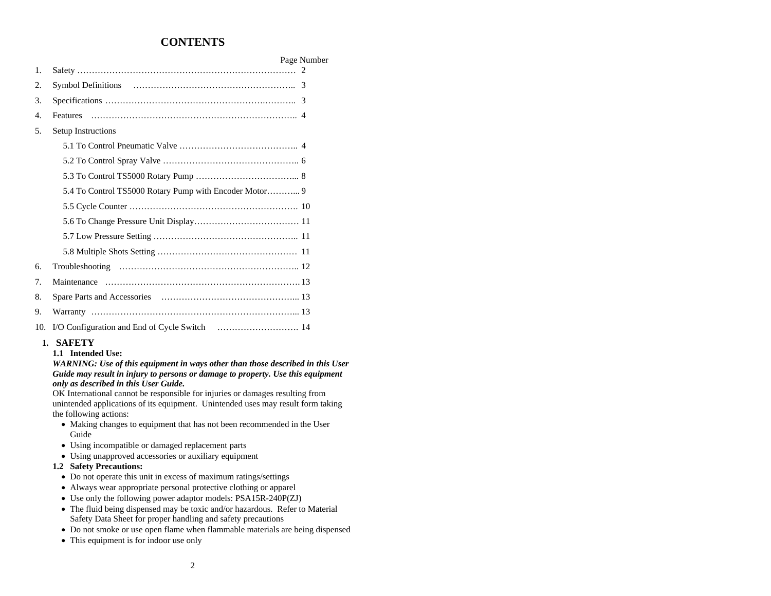# CONTENTS

| | | Page Number |
|---|---|---|
| 1. | Safety | 2 |
| 2. | Symbol Definitions | 3 |
| 3. | Specifications | 3 |
| 4. | Features | 4 |
| 5. | Setup Instructions | |
| | 5.1 To Control Pneumatic Valve | 4 |
| | 5.2 To Control Spray Valve | 6 |
| | 5.3 To Control TS5000 Rotary Pump | 8 |
| | 5.4 To Control TS5000 Rotary Pump with Encoder Motor | 9 |
| | 5.5 Cycle Counter | 10 |
| | 5.6 To Change Pressure Unit Display | 11 |
| | 5.7 Low Pressure Setting | 11 |
| | 5.8 Multiple Shots Setting | 11 |
| 6. | Troubleshooting | 12 |
| 7. | Maintenance | 13 |
| 8. | Spare Parts and Accessories | 13 |
| 9. | Warranty | 13 |
| 10. | I/O Configuration and End of Cycle Switch | 14 |

## 1. SAFETY

### 1.1 Intended Use:

***WARNING: Use of this equipment in ways other than those described in this User Guide may result in injury to persons or damage to property. Use this equipment only as described in this User Guide.***

OK International cannot be responsible for injuries or damages resulting from unintended applications of its equipment. Unintended uses may result form taking the following actions:

- Making changes to equipment that has not been recommended in the User Guide
- Using incompatible or damaged replacement parts
- Using unapproved accessories or auxiliary equipment

### 1.2 Safety Precautions:

- Do not operate this unit in excess of maximum ratings/settings
- Always wear appropriate personal protective clothing or apparel
- Use only the following power adaptor models: PSA15R-240P(ZJ)
- The fluid being dispensed may be toxic and/or hazardous. Refer to Material Safety Data Sheet for proper handling and safety precautions
- Do not smoke or use open flame when flammable materials are being dispensed
- This equipment is for indoor use only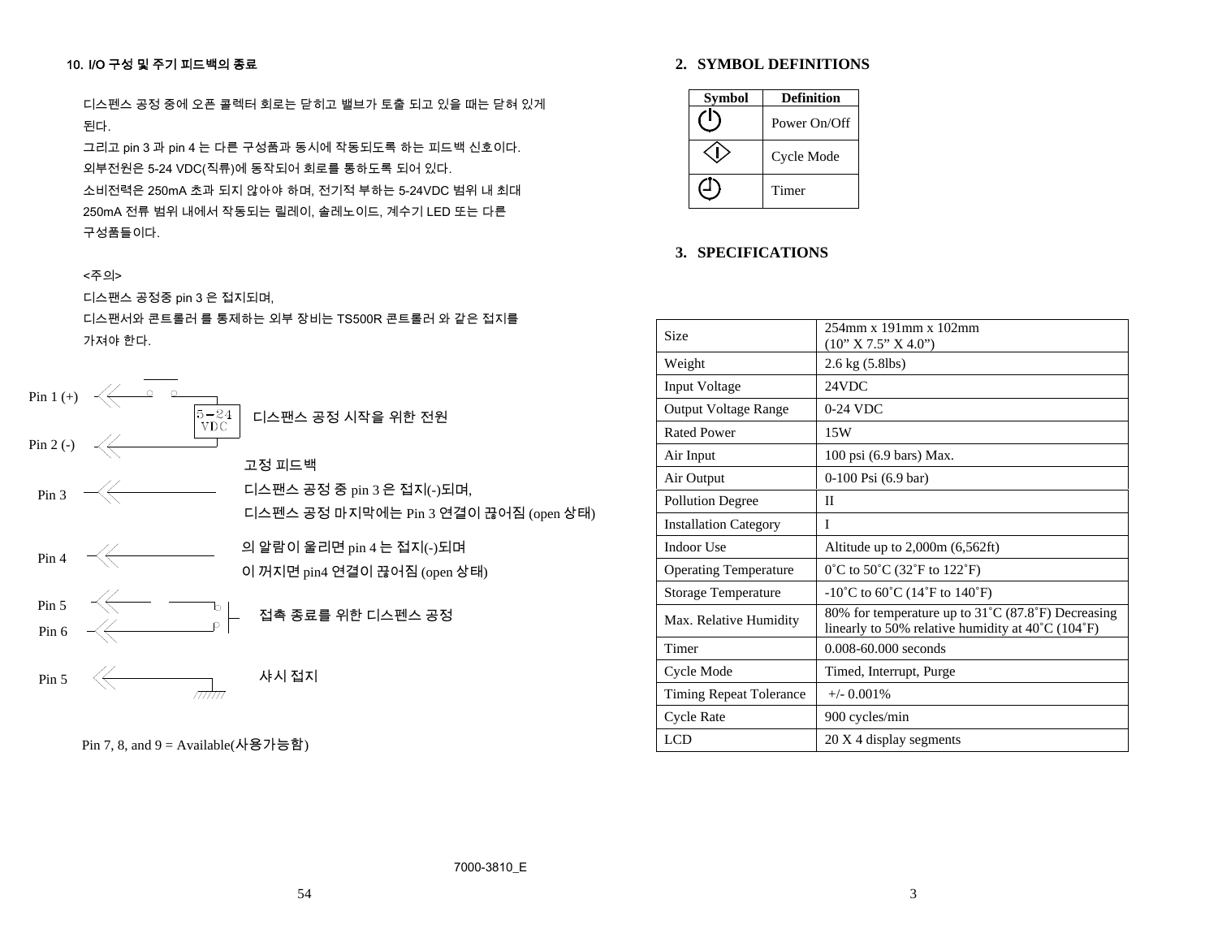### 10. I/O 구성 및 주기 피드백의 종료

디스펜스 공정 중에 오픈 콜렉터 회로는 닫히고 밸브가 토출 되고 있을 때는 닫혀 있게 된다.
그리고 pin 3 과 pin 4 는 다른 구성품과 동시에 작동되도록 하는 피드백 신호이다.
외부전원은 5-24 VDC(직류)에 동작되어 회로를 통하도록 되어 있다.
소비전력은 250mA 초과 되지 않아야 하며, 전기적 부하는 5-24VDC 범위 내 최대 250mA 전류 범위 내에서 작동되는 릴레이, 솔레노이드, 계수기 LED 또는 다른 구성품들이다.

<주의>
디스팬스 공정중 pin 3 은 접지되며,
디스팬서와 콘트롤러 를 통제하는 외부 장비는 TS500R 콘트롤러 와 같은 접지를 가져야 한다.

Pin 1 (+)
5－24 VDC
디스팬스 공정 시작을 위한 전원
Pin 2 (-)

고정 피드백
Pin 3 — 디스팬스 공정 중 pin 3 은 접지(-)되며, 디스펜스 공정 마지막에는 Pin 3 연결이 끊어짐 (open 상태)

Pin 4 — 의 알람이 울리면 pin 4 는 접지(-)되며 이 꺼지면 pin4 연결이 끊어짐 (open 상태)

Pin 5
Pin 6 — 접촉 종료를 위한 디스펜스 공정

Pin 5 — 샤시 접지

Pin 7, 8, and 9 = Available(사용가능함)

7000-3810_E

## 2. SYMBOL DEFINITIONS

| Symbol | Definition |
|---|---|
| ⏻ | Power On/Off |
| ◇ | Cycle Mode |
| ◷ | Timer |

## 3. SPECIFICATIONS

| | |
|---|---|
| Size | 254mm x 191mm x 102mm (10” X 7.5” X 4.0”) |
| Weight | 2.6 kg (5.8lbs) |
| Input Voltage | 24VDC |
| Output Voltage Range | 0-24 VDC |
| Rated Power | 15W |
| Air Input | 100 psi (6.9 bars) Max. |
| Air Output | 0-100 Psi (6.9 bar) |
| Pollution Degree | II |
| Installation Category | I |
| Indoor Use | Altitude up to 2,000m (6,562ft) |
| Operating Temperature | 0˚C to 50˚C (32˚F to 122˚F) |
| Storage Temperature | -10˚C to 60˚C (14˚F to 140˚F) |
| Max. Relative Humidity | 80% for temperature up to 31˚C (87.8˚F) Decreasing linearly to 50% relative humidity at 40˚C (104˚F) |
| Timer | 0.008-60.000 seconds |
| Cycle Mode | Timed, Interrupt, Purge |
| Timing Repeat Tolerance | +/- 0.001% |
| Cycle Rate | 900 cycles/min |
| LCD | 20 X 4 display segments |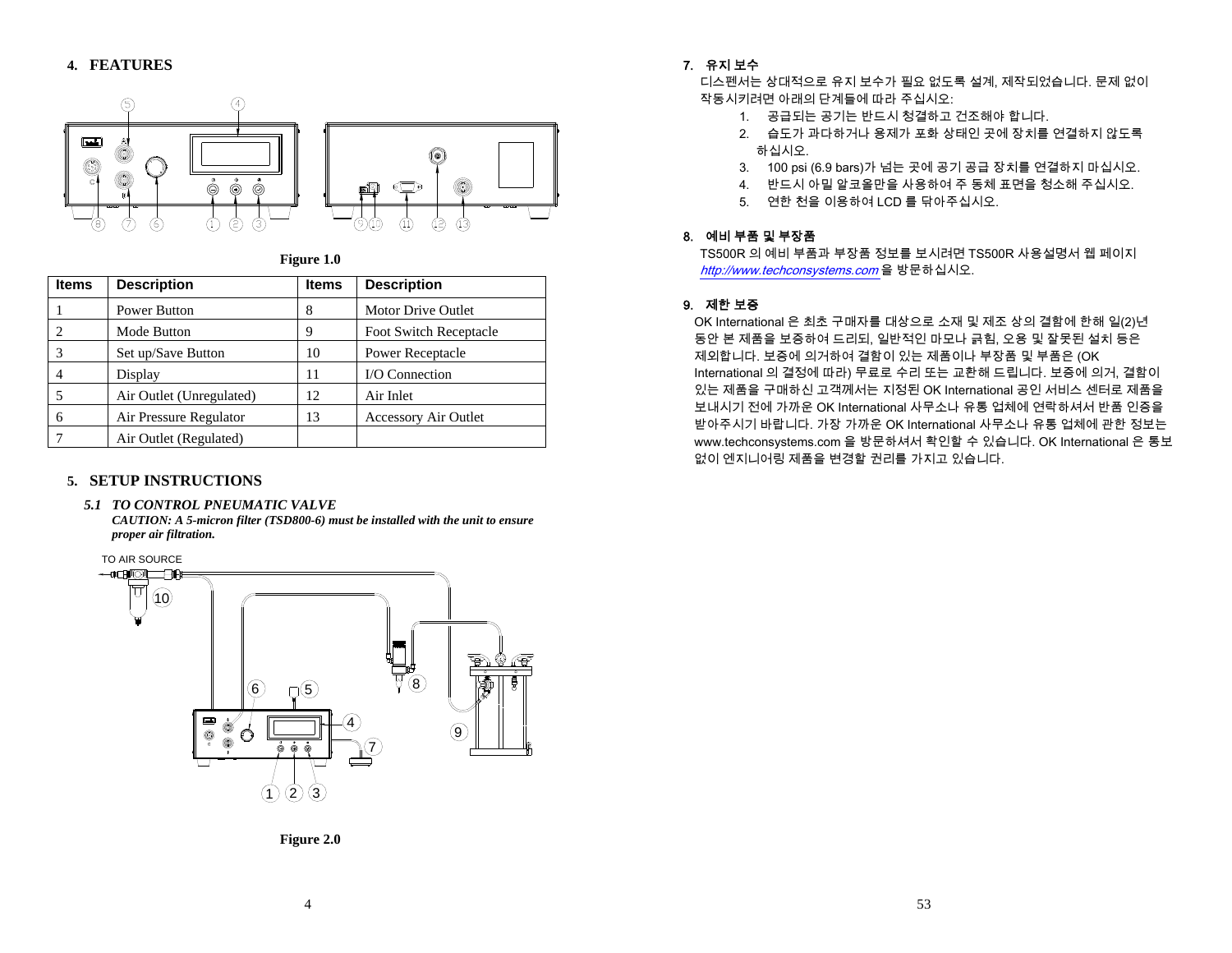## 4. FEATURES

**Figure 1.0**

| Items | Description | Items | Description |
|---|---|---|---|
| 1 | Power Button | 8 | Motor Drive Outlet |
| 2 | Mode Button | 9 | Foot Switch Receptacle |
| 3 | Set up/Save Button | 10 | Power Receptacle |
| 4 | Display | 11 | I/O Connection |
| 5 | Air Outlet (Unregulated) | 12 | Air Inlet |
| 6 | Air Pressure Regulator | 13 | Accessory Air Outlet |
| 7 | Air Outlet (Regulated) | | |

## 5. SETUP INSTRUCTIONS

### *5.1 TO CONTROL PNEUMATIC VALVE*

***CAUTION: A 5-micron filter (TSD800-6) must be installed with the unit to ensure proper air filtration.***

**Figure 2.0**

## 7. 유지 보수

디스펜서는 상대적으로 유지 보수가 필요 없도록 설계, 제작되었습니다. 문제 없이 작동시키려면 아래의 단계들에 따라 주십시오:

1. 공급되는 공기는 반드시 청결하고 건조해야 합니다.
2. 습도가 과다하거나 용제가 포화 상태인 곳에 장치를 연결하지 않도록 하십시오.
3. 100 psi (6.9 bars)가 넘는 곳에 공기 공급 장치를 연결하지 마십시오.
4. 반드시 아밀 알코올만을 사용하여 주 동체 표면을 청소해 주십시오.
5. 연한 천을 이용하여 LCD 를 닦아주십시오.

## 8. 예비 부품 및 부장품

TS500R 의 예비 부품과 부장품 정보를 보시려면 TS500R 사용설명서 웹 페이지 *http://www.techconsystems.com* 을 방문하십시오.

## 9. 제한 보증

OK International 은 최초 구매자를 대상으로 소재 및 제조 상의 결함에 한해 일(2)년 동안 본 제품을 보증하여 드리되, 일반적인 마모나 긁힘, 오용 및 잘못된 설치 등은 제외합니다. 보증에 의거하여 결함이 있는 제품이나 부장품 및 부품은 (OK International 의 결정에 따라) 무료로 수리 또는 교환해 드립니다. 보증에 의거, 결함이 있는 제품을 구매하신 고객께서는 지정된 OK International 공인 서비스 센터로 제품을 보내시기 전에 가까운 OK International 사무소나 유통 업체에 연락하셔서 반품 인증을 받아주시기 바랍니다. 가장 가까운 OK International 사무소나 유통 업체에 관한 정보는 www.techconsystems.com 을 방문하셔서 확인할 수 있습니다. OK International 은 통보 없이 엔지니어링 제품을 변경할 권리를 가지고 있습니다.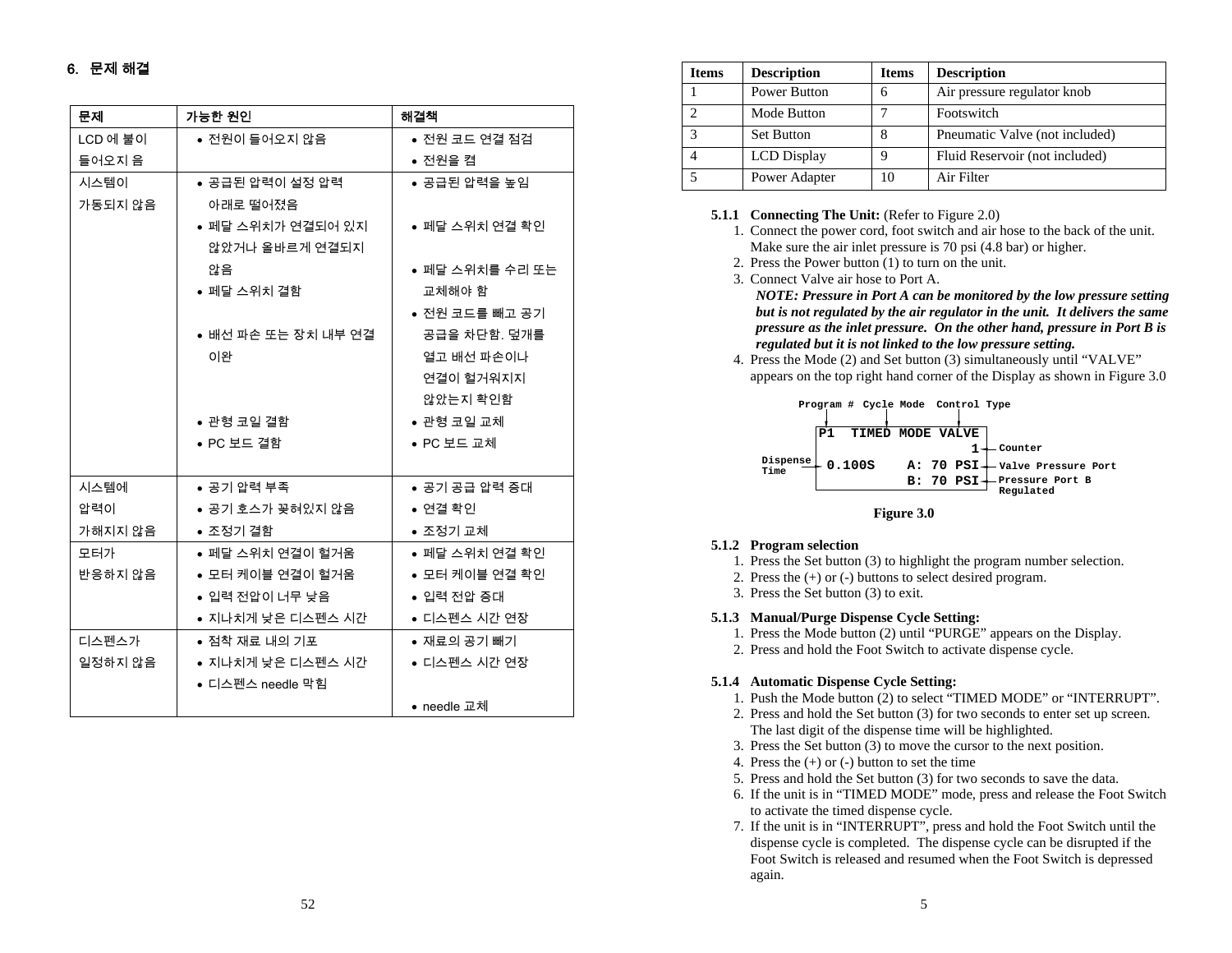## 6. 문제 해결

| 문제 | 가능한 원인 | 해결책 |
|---|---|---|
| LCD 에 불이 들어오지 음 | • 전원이 들어오지 않음 | • 전원 코드 연결 점검<br>• 전원을 켬 |
| 시스템이 가동되지 않음 | • 공급된 압력이 설정 압력 아래로 떨어졌음<br>• 페달 스위치가 연결되어 있지 않았거나 올바르게 연결되지 않음<br>• 페달 스위치 결함<br>• 배선 파손 또는 장치 내부 연결 이완<br>• 관형 코일 결함<br>• PC 보드 결함 | • 공급된 압력을 높임<br>• 페달 스위치 연결 확인<br>• 페달 스위치를 수리 또는 교체해야 함<br>• 전원 코드를 빼고 공기 공급을 차단함. 덮개를 열고 배선 파손이나 연결이 헐거워지지 않았는지 확인함<br>• 관형 코일 교체<br>• PC 보드 교체 |
| 시스템에 압력이 가해지지 않음 | • 공기 압력 부족<br>• 공기 호스가 꽂혀있지 않음<br>• 조정기 결함 | • 공기 공급 압력 증대<br>• 연결 확인<br>• 조정기 교체 |
| 모터가 반응하지 않음 | • 페달 스위치 연결이 헐거움<br>• 모터 케이블 연결이 헐거움<br>• 입력 전압이 너무 낮음<br>• 지나치게 낮은 디스펜스 시간 | • 페달 스위치 연결 확인<br>• 모터 케이블 연결 확인<br>• 입력 전압 증대<br>• 디스펜스 시간 연장 |
| 디스펜스가 일정하지 않음 | • 점착 재료 내의 기포<br>• 지나치게 낮은 디스펜스 시간<br>• 디스펜스 needle 막힘 | • 재료의 공기 빼기<br>• 디스펜스 시간 연장<br>• needle 교체 |

| Items | Description | Items | Description |
|---|---|---|---|
| 1 | Power Button | 6 | Air pressure regulator knob |
| 2 | Mode Button | 7 | Footswitch |
| 3 | Set Button | 8 | Pneumatic Valve (not included) |
| 4 | LCD Display | 9 | Fluid Reservoir (not included) |
| 5 | Power Adapter | 10 | Air Filter |

**5.1.1 Connecting The Unit:** (Refer to Figure 2.0)

1. Connect the power cord, foot switch and air hose to the back of the unit. Make sure the air inlet pressure is 70 psi (4.8 bar) or higher.
2. Press the Power button (1) to turn on the unit.
3. Connect Valve air hose to Port A.
   ***NOTE: Pressure in Port A can be monitored by the low pressure setting but is not regulated by the air regulator in the unit. It delivers the same pressure as the inlet pressure. On the other hand, pressure in Port B is regulated but it is not linked to the low pressure setting.***
4. Press the Mode (2) and Set button (3) simultaneously until "VALVE" appears on the top right hand corner of the Display as shown in Figure 3.0

```
Program #  Cycle Mode  Control Type

P1  TIMED MODE VALVE
                   1  ← Counter
Dispense Time → 0.100S    A: 70 PSI ← Valve Pressure Port
                          B: 70 PSI ← Pressure Port B Regulated
```

**Figure 3.0**

**5.1.2 Program selection**

1. Press the Set button (3) to highlight the program number selection.
2. Press the (+) or (-) buttons to select desired program.
3. Press the Set button (3) to exit.

**5.1.3 Manual/Purge Dispense Cycle Setting:**

1. Press the Mode button (2) until "PURGE" appears on the Display.
2. Press and hold the Foot Switch to activate dispense cycle.

**5.1.4 Automatic Dispense Cycle Setting:**

1. Push the Mode button (2) to select "TIMED MODE" or "INTERRUPT".
2. Press and hold the Set button (3) for two seconds to enter set up screen. The last digit of the dispense time will be highlighted.
3. Press the Set button (3) to move the cursor to the next position.
4. Press the (+) or (-) button to set the time
5. Press and hold the Set button (3) for two seconds to save the data.
6. If the unit is in "TIMED MODE" mode, press and release the Foot Switch to activate the timed dispense cycle.
7. If the unit is in "INTERRUPT", press and hold the Foot Switch until the dispense cycle is completed. The dispense cycle can be disrupted if the Foot Switch is released and resumed when the Foot Switch is depressed again.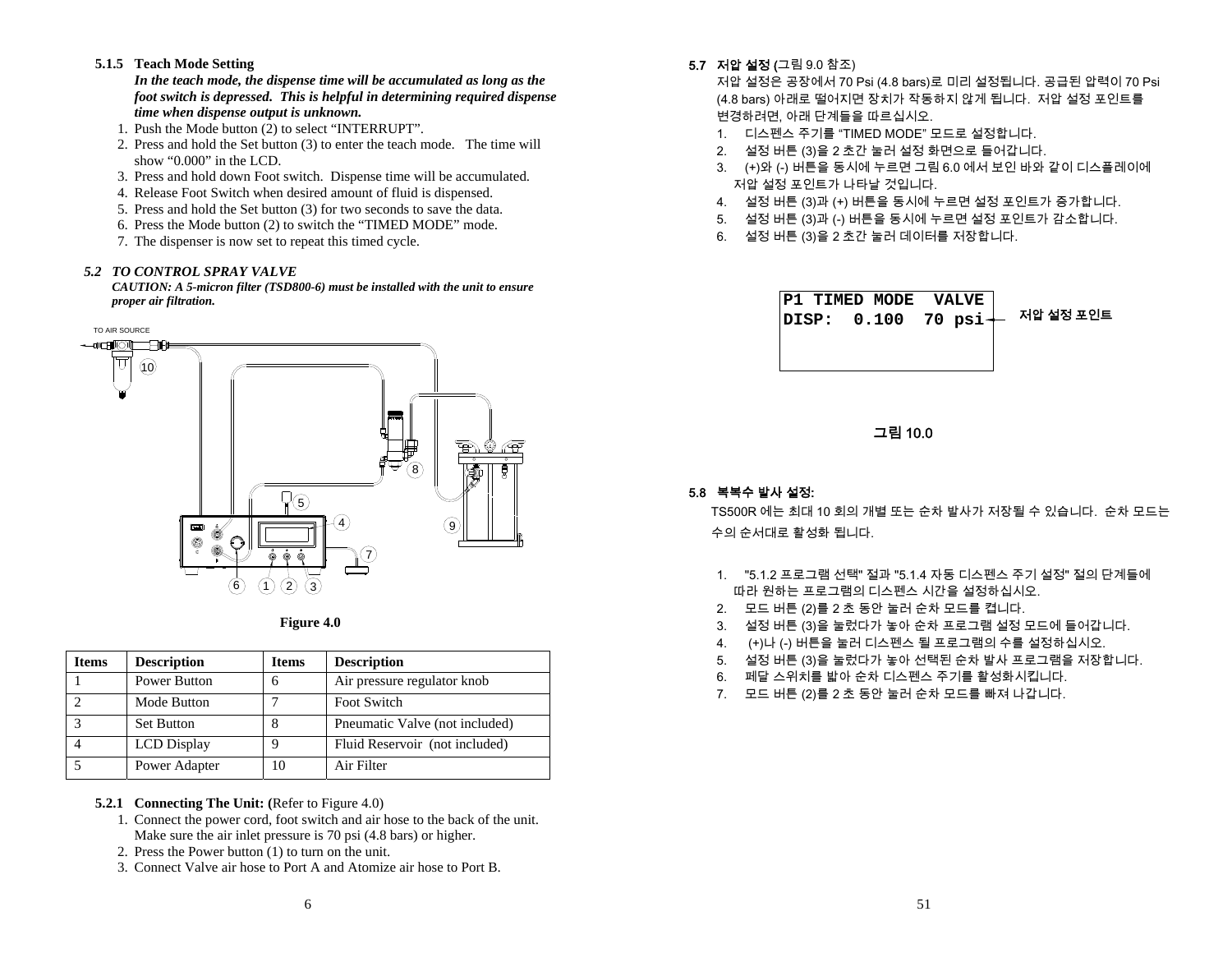### 5.1.5 Teach Mode Setting

***In the teach mode, the dispense time will be accumulated as long as the foot switch is depressed. This is helpful in determining required dispense time when dispense output is unknown.***

1. Push the Mode button (2) to select "INTERRUPT".
2. Press and hold the Set button (3) to enter the teach mode. The time will show "0.000" in the LCD.
3. Press and hold down Foot switch. Dispense time will be accumulated.
4. Release Foot Switch when desired amount of fluid is dispensed.
5. Press and hold the Set button (3) for two seconds to save the data.
6. Press the Mode button (2) to switch the "TIMED MODE" mode.
7. The dispenser is now set to repeat this timed cycle.

## *5.2 TO CONTROL SPRAY VALVE*

***CAUTION: A 5-micron filter (TSD800-6) must be installed with the unit to ensure proper air filtration.***

TO AIR SOURCE

**Figure 4.0**

| Items | Description | Items | Description |
|---|---|---|---|
| 1 | Power Button | 6 | Air pressure regulator knob |
| 2 | Mode Button | 7 | Foot Switch |
| 3 | Set Button | 8 | Pneumatic Valve (not included) |
| 4 | LCD Display | 9 | Fluid Reservoir (not included) |
| 5 | Power Adapter | 10 | Air Filter |

### 5.2.1 Connecting The Unit: (Refer to Figure 4.0)

1. Connect the power cord, foot switch and air hose to the back of the unit. Make sure the air inlet pressure is 70 psi (4.8 bars) or higher.
2. Press the Power button (1) to turn on the unit.
3. Connect Valve air hose to Port A and Atomize air hose to Port B.

### 5.7 저압 설정 (그림 9.0 참조)

저압 설정은 공장에서 70 Psi (4.8 bars)로 미리 설정됩니다. 공급된 압력이 70 Psi (4.8 bars) 아래로 떨어지면 장치가 작동하지 않게 됩니다. 저압 설정 포인트를 변경하려면, 아래 단계들을 따르십시오.

1. 디스펜스 주기를 "TIMED MODE" 모드로 설정합니다.
2. 설정 버튼 (3)을 2 초간 눌러 설정 화면으로 들어갑니다.
3. (+)와 (-) 버튼을 동시에 누르면 그림 6.0 에서 보인 바와 같이 디스플레이에 저압 설정 포인트가 나타날 것입니다.
4. 설정 버튼 (3)과 (+) 버튼을 동시에 누르면 설정 포인트가 증가합니다.
5. 설정 버튼 (3)과 (-) 버튼을 동시에 누르면 설정 포인트가 감소합니다.
6. 설정 버튼 (3)을 2 초간 눌러 데이터를 저장합니다.

```
P1 TIMED MODE  VALVE
DISP:  0.100  70 psi
```

저압 설정 포인트

**그림 10.0**

### 5.8 복복수 발사 설정:

TS500R 에는 최대 10 회의 개별 또는 순차 발사가 저장될 수 있습니다. 순차 모드는 수의 순서대로 활성화 됩니다.

1. "5.1.2 프로그램 선택" 절과 "5.1.4 자동 디스펜스 주기 설정" 절의 단계들에 따라 원하는 프로그램의 디스펜스 시간을 설정하십시오.
2. 모드 버튼 (2)를 2 초 동안 눌러 순차 모드를 켭니다.
3. 설정 버튼 (3)을 눌렀다가 놓아 순차 프로그램 설정 모드에 들어갑니다.
4. (+)나 (-) 버튼을 눌러 디스펜스 될 프로그램의 수를 설정하십시오.
5. 설정 버튼 (3)을 눌렀다가 놓아 선택된 순차 발사 프로그램을 저장합니다.
6. 페달 스위치를 밟아 순차 디스펜스 주기를 활성화시킵니다.
7. 모드 버튼 (2)를 2 초 동안 눌러 순차 모드를 빠져 나갑니다.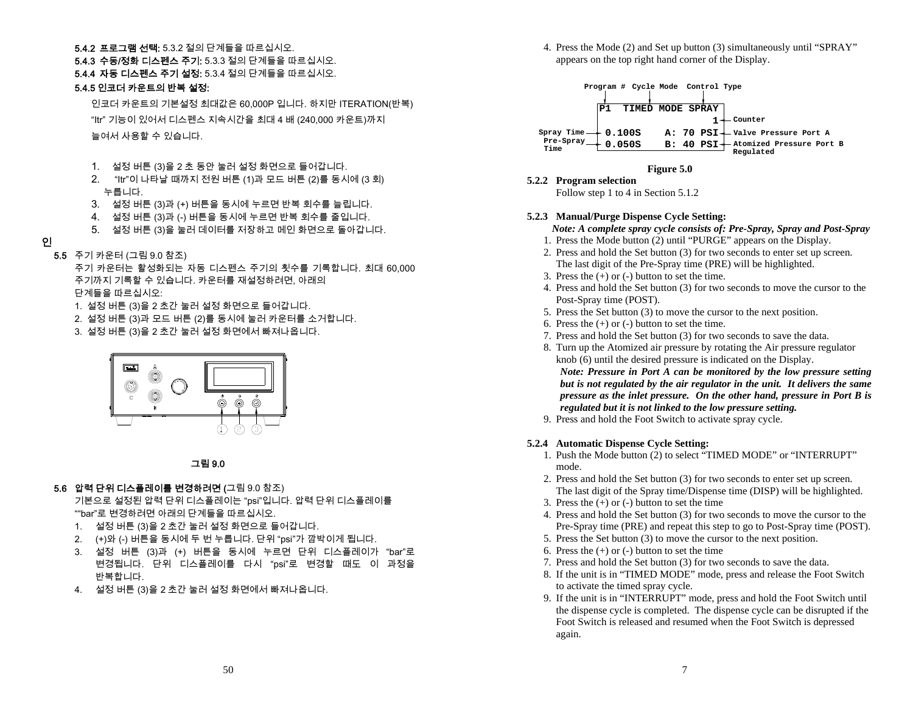5.4.2 **프로그램 선택:** 5.3.2 절의 단계들을 따르십시오.

5.4.3 **수동/정화 디스펜스 주기:** 5.3.3 절의 단계들을 따르십시오.

5.4.4 **자동 디스펜스 주기 설정:** 5.3.4 절의 단계들을 따르십시오.

5.4.5 **인코더 카운트의 반복 설정:**

인코더 카운트의 기본설정 최대값은 60,000P 입니다. 하지만 ITERATION(반복) "Itr" 기능이 있어서 디스펜스 지속시간을 최대 4 배 (240,000 카운트)까지 늘여서 사용할 수 있습니다.

1. 설정 버튼 (3)을 2 초 동안 눌러 설정 화면으로 들어갑니다.
2. "Itr"이 나타날 때까지 전원 버튼 (1)과 모드 버튼 (2)를 동시에 (3 회) 누릅니다.
3. 설정 버튼 (3)과 (+) 버튼을 동시에 누르면 반복 회수를 늘립니다.
4. 설정 버튼 (3)과 (-) 버튼을 동시에 누르면 반복 회수를 줄입니다.
5. 설정 버튼 (3)을 눌러 데이터를 저장하고 메인 화면으로 돌아갑니다.

인

5.5 주기 카운터 (그림 9.0 참조)

주기 카운터는 활성화되는 자동 디스펜스 주기의 횟수를 기록합니다. 최대 60,000 주기까지 기록할 수 있습니다. 카운터를 재설정하려면, 아래의 단계들을 따르십시오:

1. 설정 버튼 (3)을 2 초간 눌러 설정 화면으로 들어갑니다.
2. 설정 버튼 (3)과 모드 버튼 (2)를 동시에 눌러 카운터를 소거합니다.
3. 설정 버튼 (3)을 2 초간 눌러 설정 화면에서 빠져나옵니다.

**그림 9.0**

5.6 **압력 단위 디스플레이를 변경하려면 (**그림 9.0 참조)

기본으로 설정된 압력 단위 디스플레이는 "psi"입니다. 압력 단위 디스플레이를 ""bar"로 변경하려면 아래의 단계들을 따르십시오.

1. 설정 버튼 (3)을 2 초간 눌러 설정 화면으로 들어갑니다.
2. (+)와 (-) 버튼을 동시에 두 번 누릅니다. 단위 "psi"가 깜박이게 됩니다.
3. 설정 버튼 (3)과 (+) 버튼을 동시에 누르면 단위 디스플레이가 "bar"로 변경됩니다. 단위 디스플레이를 다시 "psi"로 변경할 때도 이 과정을 반복합니다.
4. 설정 버튼 (3)을 2 초간 눌러 설정 화면에서 빠져나옵니다.

4. Press the Mode (2) and Set up button (3) simultaneously until "SPRAY" appears on the top right hand corner of the Display.

```
Program #  Cycle Mode  Control Type
        P1  TIMED MODE SPRAY
                           1   Counter
Spray Time   0.100S   A: 70 PSI   Valve Pressure Port A
Pre-Spray    0.050S   B: 40 PSI   Atomized Pressure Port B
Time                              Regulated
```

**Figure 5.0**

### 5.2.2 Program selection

Follow step 1 to 4 in Section 5.1.2

### 5.2.3 Manual/Purge Dispense Cycle Setting:

***Note: A complete spray cycle consists of: Pre-Spray, Spray and Post-Spray***

1. Press the Mode button (2) until "PURGE" appears on the Display.
2. Press and hold the Set button (3) for two seconds to enter set up screen. The last digit of the Pre-Spray time (PRE) will be highlighted.
3. Press the (+) or (-) button to set the time.
4. Press and hold the Set button (3) for two seconds to move the cursor to the Post-Spray time (POST).
5. Press the Set button (3) to move the cursor to the next position.
6. Press the (+) or (-) button to set the time.
7. Press and hold the Set button (3) for two seconds to save the data.
8. Turn up the Atomized air pressure by rotating the Air pressure regulator knob (6) until the desired pressure is indicated on the Display.
   ***Note: Pressure in Port A can be monitored by the low pressure setting but is not regulated by the air regulator in the unit. It delivers the same pressure as the inlet pressure. On the other hand, pressure in Port B is regulated but it is not linked to the low pressure setting.***
9. Press and hold the Foot Switch to activate spray cycle.

### 5.2.4 Automatic Dispense Cycle Setting:

1. Push the Mode button (2) to select "TIMED MODE" or "INTERRUPT" mode.
2. Press and hold the Set button (3) for two seconds to enter set up screen. The last digit of the Spray time/Dispense time (DISP) will be highlighted.
3. Press the (+) or (-) button to set the time
4. Press and hold the Set button (3) for two seconds to move the cursor to the Pre-Spray time (PRE) and repeat this step to go to Post-Spray time (POST).
5. Press the Set button (3) to move the cursor to the next position.
6. Press the (+) or (-) button to set the time
7. Press and hold the Set button (3) for two seconds to save the data.
8. If the unit is in "TIMED MODE" mode, press and release the Foot Switch to activate the timed spray cycle.
9. If the unit is in "INTERRUPT" mode, press and hold the Foot Switch until the dispense cycle is completed. The dispense cycle can be disrupted if the Foot Switch is released and resumed when the Foot Switch is depressed again.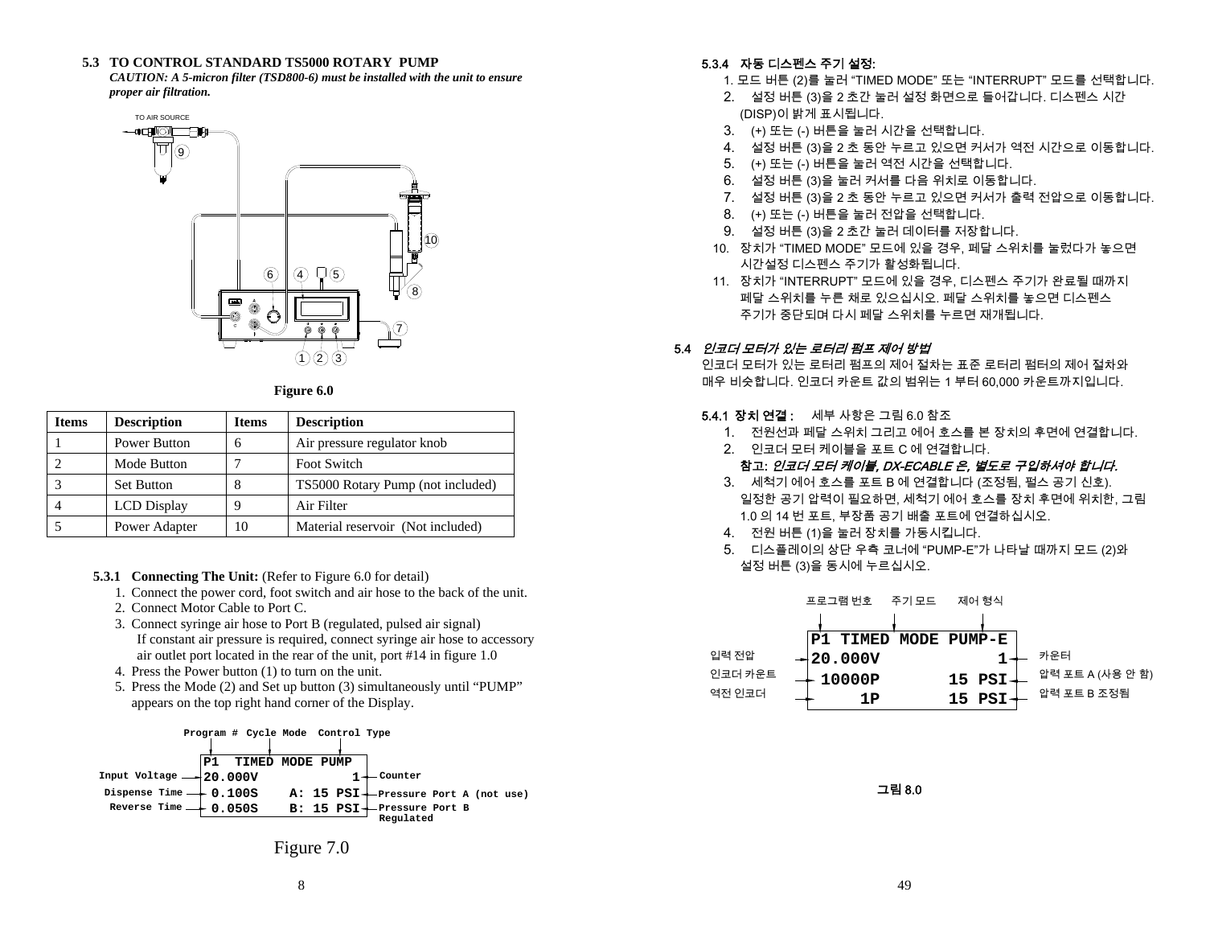### 5.3 TO CONTROL STANDARD TS5000 ROTARY PUMP

***CAUTION: A 5-micron filter (TSD800-6) must be installed with the unit to ensure proper air filtration.***

TO AIR SOURCE

**Figure 6.0**

| Items | Description | Items | Description |
|---|---|---|---|
| 1 | Power Button | 6 | Air pressure regulator knob |
| 2 | Mode Button | 7 | Foot Switch |
| 3 | Set Button | 8 | TS5000 Rotary Pump (not included) |
| 4 | LCD Display | 9 | Air Filter |
| 5 | Power Adapter | 10 | Material reservoir (Not included) |

**5.3.1 Connecting The Unit:** (Refer to Figure 6.0 for detail)

1. Connect the power cord, foot switch and air hose to the back of the unit.
2. Connect Motor Cable to Port C.
3. Connect syringe air hose to Port B (regulated, pulsed air signal)
   If constant air pressure is required, connect syringe air hose to accessory air outlet port located in the rear of the unit, port #14 in figure 1.0
4. Press the Power button (1) to turn on the unit.
5. Press the Mode (2) and Set up button (3) simultaneously until "PUMP" appears on the top right hand corner of the Display.

Program # Cycle Mode Control Type

```
P1  TIMED MODE PUMP
20.000V           1
 0.100S    A: 15 PSI
 0.050S    B: 15 PSI
```

Input Voltage, Dispense Time, Reverse Time, Counter, Pressure Port A (not use), Pressure Port B Regulated

Figure 7.0

#### 5.3.4 자동 디스펜스 주기 설정:

1. 모드 버튼 (2)를 눌러 "TIMED MODE" 또는 "INTERRUPT" 모드를 선택합니다.
2. 설정 버튼 (3)을 2 초간 눌러 설정 화면으로 들어갑니다. 디스펜스 시간 (DISP)이 밝게 표시됩니다.
3. (+) 또는 (-) 버튼을 눌러 시간을 선택합니다.
4. 설정 버튼 (3)을 2 초 동안 누르고 있으면 커서가 역전 시간으로 이동합니다.
5. (+) 또는 (-) 버튼을 눌러 역전 시간을 선택합니다.
6. 설정 버튼 (3)을 눌러 커서를 다음 위치로 이동합니다.
7. 설정 버튼 (3)을 2 초 동안 누르고 있으면 커서가 출력 전압으로 이동합니다.
8. (+) 또는 (-) 버튼을 눌러 전압을 선택합니다.
9. 설정 버튼 (3)을 2 초간 눌러 데이터를 저장합니다.
10. 장치가 "TIMED MODE" 모드에 있을 경우, 페달 스위치를 눌렀다가 놓으면 시간설정 디스펜스 주기가 활성화됩니다.
11. 장치가 "INTERRUPT" 모드에 있을 경우, 디스펜스 주기가 완료될 때까지 페달 스위치를 누른 채로 있으십시오. 페달 스위치를 놓으면 디스펜스 주기가 중단되며 다시 페달 스위치를 누르면 재개됩니다.

### *5.4 인코더 모터가 있는 로터리 펌프 제어 방법*

인코더 모터가 있는 로터리 펌프의 제어 절차는 표준 로터리 펌터의 제어 절차와 매우 비슷합니다. 인코더 카운트 값의 범위는 1 부터 60,000 카운트까지입니다.

**5.4.1 장치 연결 :** 세부 사항은 그림 6.0 참조

1. 전원선과 페달 스위치 그리고 에어 호스를 본 장치의 후면에 연결합니다.
2. 인코더 모터 케이블을 포트 C 에 연결합니다.
   **참고: *인코더 모터 케이블, DX-ECABLE 은, 별도로 구입하셔야 합니다.***
3. 세척기 에어 호스를 포트 B 에 연결합니다 (조정됨, 펄스 공기 신호).
   일정한 공기 압력이 필요하면, 세척기 에어 호스를 장치 후면에 위치한, 그림 1.0 의 14 번 포트, 부장품 공기 배출 포트에 연결하십시오.
4. 전원 버튼 (1)을 눌러 장치를 가동시킵니다.
5. 디스플레이의 상단 우측 코너에 "PUMP-E"가 나타날 때까지 모드 (2)와 설정 버튼 (3)을 동시에 누르십시오.

프로그램 번호 주기 모드 제어 형식

```
P1 TIMED MODE PUMP-E
20.000V           1
 10000P      15 PSI
     1P      15 PSI
```

입력 전압, 인코더 카운트, 역전 인코더, 카운터, 압력 포트 A (사용 안 함), 압력 포트 B 조정됨

그림 8.0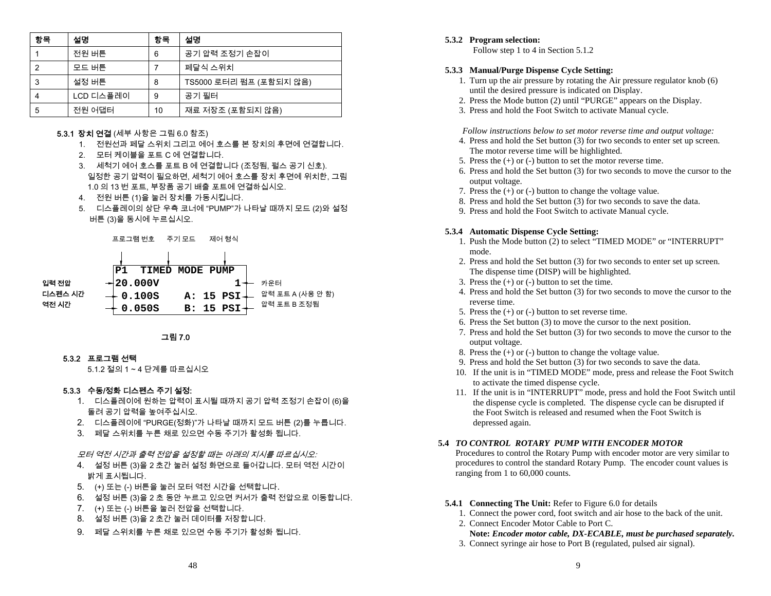| 항목 | 설명 | 항목 | 설명 |
|---|---|---|---|
| 1 | 전원 버튼 | 6 | 공기 압력 조정기 손잡이 |
| 2 | 모드 버튼 | 7 | 페달식 스위치 |
| 3 | 설정 버튼 | 8 | TS5000 로터리 펌프 (포함되지 않음) |
| 4 | LCD 디스플레이 | 9 | 공기 필터 |
| 5 | 전원 어댑터 | 10 | 재료 저장조 (포함되지 않음) |

**5.3.1 장치 연결** (세부 사항은 그림 6.0 참조)

1. 전원선과 페달 스위치 그리고 에어 호스를 본 장치의 후면에 연결합니다.
2. 모터 케이블을 포트 C 에 연결합니다.
3. 세척기 에어 호스를 포트 B 에 연결합니다 (조정됨, 펄스 공기 신호). 일정한 공기 압력이 필요하면, 세척기 에어 호스를 장치 후면에 위치한, 그림 1.0 의 13 번 포트, 부장품 공기 배출 포트에 연결하십시오.
4. 전원 버튼 (1)을 눌러 장치를 가동시킵니다.
5. 디스플레이의 상단 우측 코너에 "PUMP"가 나타날 때까지 모드 (2)와 설정 버튼 (3)을 동시에 누르십시오.

프로그램 번호 / 주기 모드 / 제어 형식

```
P1  TIMED MODE PUMP
20.000V           1
 0.100S    A: 15 PSI
 0.050S    B: 15 PSI
```

입력 전압 / 디스펜스 시간 / 역전 시간 / 카운터 / 압력 포트 A (사용 안 함) / 압력 포트 B 조정됨

**그림 7.0**

**5.3.2 프로그램 선택**

5.1.2 절의 1 ~ 4 단계를 따르십시오

**5.3.3 수동/정화 디스펜스 주기 설정:**

1. 디스플레이에 원하는 압력이 표시될 때까지 공기 압력 조정기 손잡이 (6)을 돌려 공기 압력을 높여주십시오.
2. 디스플레이에 "PURGE(정화)"가 나타날 때까지 모드 버튼 (2)를 누릅니다.
3. 페달 스위치를 누른 채로 있으면 수동 주기가 활성화 됩니다.

*모터 역전 시간과 출력 전압을 설정할 때는 아래의 지시를 따르십시오:*

4. 설정 버튼 (3)을 2 초간 눌러 설정 화면으로 들어갑니다. 모터 역전 시간이 밝게 표시됩니다.
5. (+) 또는 (-) 버튼을 눌러 모터 역전 시간을 선택합니다.
6. 설정 버튼 (3)을 2 초 동안 누르고 있으면 커서가 출력 전압으로 이동합니다.
7. (+) 또는 (-) 버튼을 눌러 전압을 선택합니다.
8. 설정 버튼 (3)을 2 초간 눌러 데이터를 저장합니다.
9. 페달 스위치를 누른 채로 있으면 수동 주기가 활성화 됩니다.

**5.3.2 Program selection:**

Follow step 1 to 4 in Section 5.1.2

**5.3.3 Manual/Purge Dispense Cycle Setting:**

1. Turn up the air pressure by rotating the Air pressure regulator knob (6) until the desired pressure is indicated on Display.
2. Press the Mode button (2) until "PURGE" appears on the Display.
3. Press and hold the Foot Switch to activate Manual cycle.

*Follow instructions below to set motor reverse time and output voltage:*

4. Press and hold the Set button (3) for two seconds to enter set up screen. The motor reverse time will be highlighted.
5. Press the (+) or (-) button to set the motor reverse time.
6. Press and hold the Set button (3) for two seconds to move the cursor to the output voltage.
7. Press the (+) or (-) button to change the voltage value.
8. Press and hold the Set button (3) for two seconds to save the data.
9. Press and hold the Foot Switch to activate Manual cycle.

**5.3.4 Automatic Dispense Cycle Setting:**

1. Push the Mode button (2) to select "TIMED MODE" or "INTERRUPT" mode.
2. Press and hold the Set button (3) for two seconds to enter set up screen. The dispense time (DISP) will be highlighted.
3. Press the (+) or (-) button to set the time.
4. Press and hold the Set button (3) for two seconds to move the cursor to the reverse time.
5. Press the (+) or (-) button to set reverse time.
6. Press the Set button (3) to move the cursor to the next position.
7. Press and hold the Set button (3) for two seconds to move the cursor to the output voltage.
8. Press the (+) or (-) button to change the voltage value.
9. Press and hold the Set button (3) for two seconds to save the data.
10. If the unit is in "TIMED MODE" mode, press and release the Foot Switch to activate the timed dispense cycle.
11. If the unit is in "INTERRUPT" mode, press and hold the Foot Switch until the dispense cycle is completed. The dispense cycle can be disrupted if the Foot Switch is released and resumed when the Foot Switch is depressed again.

## 5.4 *TO CONTROL ROTARY PUMP WITH ENCODER MOTOR*

Procedures to control the Rotary Pump with encoder motor are very similar to procedures to control the standard Rotary Pump. The encoder count values is ranging from 1 to 60,000 counts.

**5.4.1 Connecting The Unit:** Refer to Figure 6.0 for details

1. Connect the power cord, foot switch and air hose to the back of the unit.
2. Connect Encoder Motor Cable to Port C.
   **Note:** ***Encoder motor cable, DX-ECABLE, must be purchased separately.***
3. Connect syringe air hose to Port B (regulated, pulsed air signal).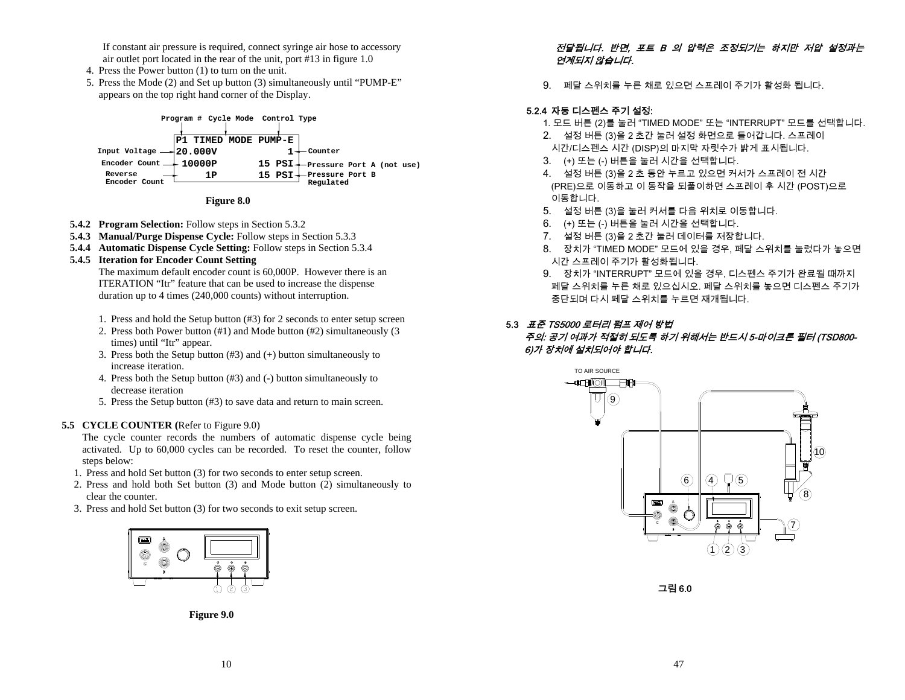If constant air pressure is required, connect syringe air hose to accessory air outlet port located in the rear of the unit, port #13 in figure 1.0

4. Press the Power button (1) to turn on the unit.
5. Press the Mode (2) and Set up button (3) simultaneously until “PUMP-E” appears on the top right hand corner of the Display.

```
        Program #  Cycle Mode  Control Type
              P1 TIMED MODE PUMP-E
Input Voltage  20.000V            1   Counter
Encoder Count   10000P       15 PSI   Pressure Port A (not use)
Reverse            1P        15 PSI   Pressure Port B
Encoder Count                         Regulated
```

Figure 8.0

**5.4.2 Program Selection:** Follow steps in Section 5.3.2

**5.4.3 Manual/Purge Dispense Cycle:** Follow steps in Section 5.3.3

**5.4.4 Automatic Dispense Cycle Setting:** Follow steps in Section 5.3.4

**5.4.5 Iteration for Encoder Count Setting**

The maximum default encoder count is 60,000P. However there is an ITERATION “Itr” feature that can be used to increase the dispense duration up to 4 times (240,000 counts) without interruption.

1. Press and hold the Setup button (#3) for 2 seconds to enter setup screen
2. Press both Power button (#1) and Mode button (#2) simultaneously (3 times) until “Itr” appear.
3. Press both the Setup button (#3) and (+) button simultaneously to increase iteration.
4. Press both the Setup button (#3) and (-) button simultaneously to decrease iteration
5. Press the Setup button (#3) to save data and return to main screen.

## 5.5 CYCLE COUNTER (Refer to Figure 9.0)

The cycle counter records the numbers of automatic dispense cycle being activated. Up to 60,000 cycles can be recorded. To reset the counter, follow steps below:

1. Press and hold Set button (3) for two seconds to enter setup screen.
2. Press and hold both Set button (3) and Mode button (2) simultaneously to clear the counter.
3. Press and hold Set button (3) for two seconds to exit setup screen.

Figure 9.0

*전달됩니다. 반면, 포트 B 의 압력은 조정되기는 하지만 저압 설정과는 연계되지 않습니다.*

9. 페달 스위치를 누른 채로 있으면 스프레이 주기가 활성화 됩니다.

### 5.2.4 자동 디스펜스 주기 설정:

1. 모드 버튼 (2)를 눌러 “TIMED MODE” 또는 “INTERRUPT” 모드를 선택합니다.
2. 설정 버튼 (3)을 2 초간 눌러 설정 화면으로 들어갑니다. 스프레이 시간/디스펜스 시간 (DISP)의 마지막 자릿수가 밝게 표시됩니다.
3. (+) 또는 (-) 버튼을 눌러 시간을 선택합니다.
4. 설정 버튼 (3)을 2 초 동안 누르고 있으면 커서가 스프레이 전 시간 (PRE)으로 이동하고 이 동작을 되풀이하면 스프레이 후 시간 (POST)으로 이동합니다.
5. 설정 버튼 (3)을 눌러 커서를 다음 위치로 이동합니다.
6. (+) 또는 (-) 버튼을 눌러 시간을 선택합니다.
7. 설정 버튼 (3)을 2 초간 눌러 데이터를 저장합니다.
8. 장치가 “TIMED MODE” 모드에 있을 경우, 페달 스위치를 눌렀다가 놓으면 시간 스프레이 주기가 활성화됩니다.
9. 장치가 “INTERRUPT” 모드에 있을 경우, 디스펜스 주기가 완료될 때까지 페달 스위치를 누른 채로 있으십시오. 페달 스위치를 놓으면 디스펜스 주기가 중단되며 다시 페달 스위치를 누르면 재개됩니다.

## 5.3 *표준 TS5000 로터리 펌프 제어 방법*

***주의: 공기 여과가 적절히 되도록 하기 위해서는 반드시 5-마이크론 필터 (TSD800-6)가 장치에 설치되어야 합니다.***

TO AIR SOURCE

그림 6.0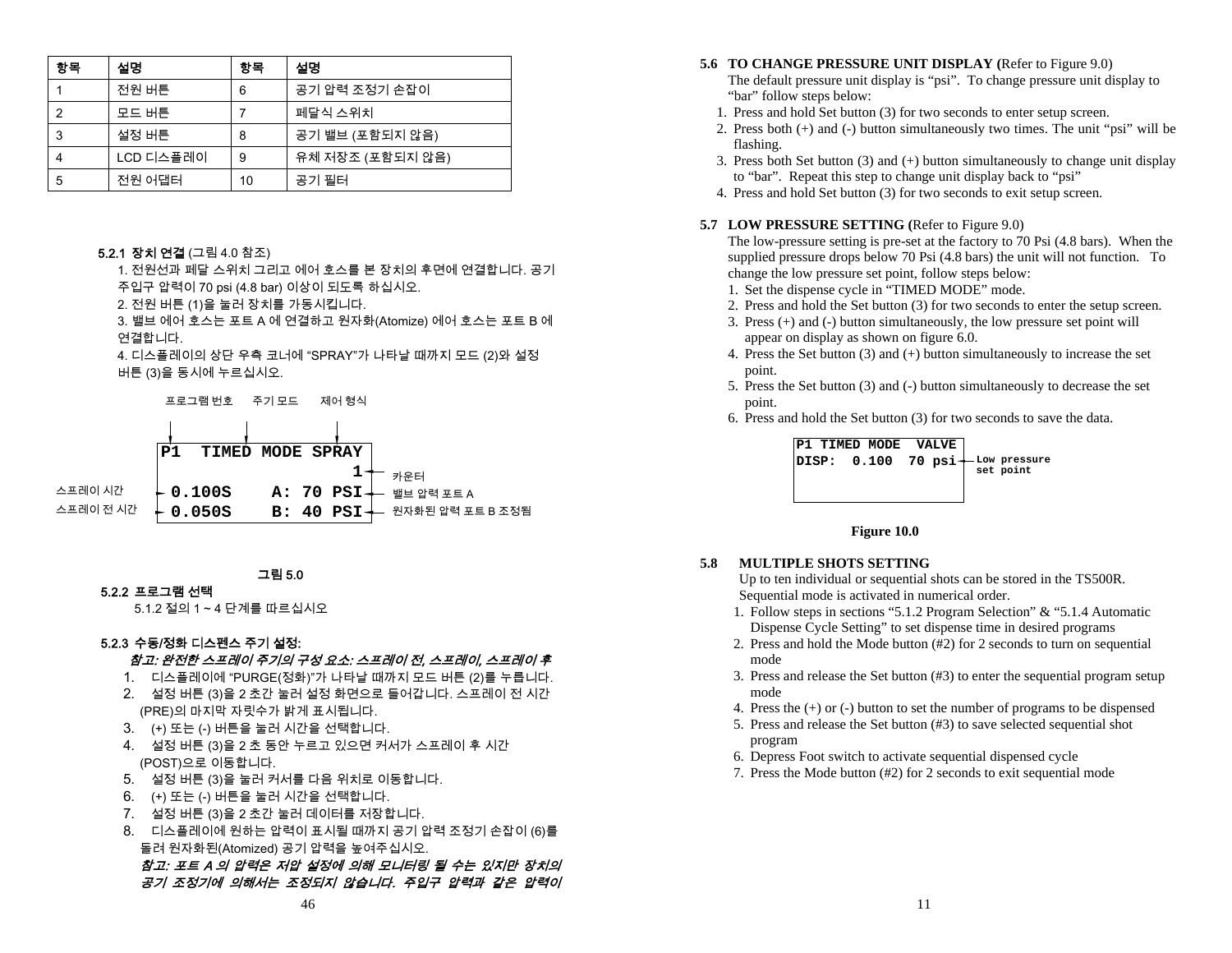| 항목 | 설명 | 항목 | 설명 |
|---|---|---|---|
| 1 | 전원 버튼 | 6 | 공기 압력 조정기 손잡이 |
| 2 | 모드 버튼 | 7 | 페달식 스위치 |
| 3 | 설정 버튼 | 8 | 공기 밸브 (포함되지 않음) |
| 4 | LCD 디스플레이 | 9 | 유체 저장조 (포함되지 않음) |
| 5 | 전원 어댑터 | 10 | 공기 필터 |

**5.2.1 장치 연결** (그림 4.0 참조)

1. 전원선과 페달 스위치 그리고 에어 호스를 본 장치의 후면에 연결합니다. 공기 주입구 압력이 70 psi (4.8 bar) 이상이 되도록 하십시오.
2. 전원 버튼 (1)을 눌러 장치를 가동시킵니다.
3. 밸브 에어 호스는 포트 A 에 연결하고 원자화(Atomize) 에어 호스는 포트 B 에 연결합니다.
4. 디스플레이의 상단 우측 코너에 "SPRAY"가 나타날 때까지 모드 (2)와 설정 버튼 (3)을 동시에 누르십시오.

```
프로그램 번호   주기 모드   제어 형식

P1  TIMED MODE SPRAY
                   1     ← 카운터
 0.100S    A: 70 PSI     ← 밸브 압력 포트 A
 0.050S    B: 40 PSI     ← 원자화된 압력 포트 B 조정됨

스프레이 시간 → 0.100S
스프레이 전 시간 → 0.050S
```

**그림 5.0**

**5.2.2 프로그램 선택**

5.1.2 절의 1 ~ 4 단계를 따르십시오

**5.2.3 수동/정화 디스펜스 주기 설정:**

***참고: 완전한 스프레이 주기의 구성 요소: 스프레이 전, 스프레이, 스프레이 후***

1. 디스플레이에 "PURGE(정화)"가 나타날 때까지 모드 버튼 (2)를 누릅니다.
2. 설정 버튼 (3)을 2 초간 눌러 설정 화면으로 들어갑니다. 스프레이 전 시간 (PRE)의 마지막 자릿수가 밝게 표시됩니다.
3. (+) 또는 (-) 버튼을 눌러 시간을 선택합니다.
4. 설정 버튼 (3)을 2 초 동안 누르고 있으면 커서가 스프레이 후 시간 (POST)으로 이동합니다.
5. 설정 버튼 (3)을 눌러 커서를 다음 위치로 이동합니다.
6. (+) 또는 (-) 버튼을 눌러 시간을 선택합니다.
7. 설정 버튼 (3)을 2 초간 눌러 데이터를 저장합니다.
8. 디스플레이에 원하는 압력이 표시될 때까지 공기 압력 조정기 손잡이 (6)를 돌려 원자화된(Atomized) 공기 압력을 높여주십시오.

***참고: 포트 A 의 압력은 저압 설정에 의해 모니터링 될 수는 있지만 장치의 공기 조정기에 의해서는 조정되지 않습니다. 주입구 압력과 같은 압력이***

**5.6 TO CHANGE PRESSURE UNIT DISPLAY (**Refer to Figure 9.0)

The default pressure unit display is "psi". To change pressure unit display to "bar" follow steps below:

1. Press and hold Set button (3) for two seconds to enter setup screen.
2. Press both (+) and (-) button simultaneously two times. The unit "psi" will be flashing.
3. Press both Set button (3) and (+) button simultaneously to change unit display to "bar". Repeat this step to change unit display back to "psi"
4. Press and hold Set button (3) for two seconds to exit setup screen.

**5.7 LOW PRESSURE SETTING (**Refer to Figure 9.0)

The low-pressure setting is pre-set at the factory to 70 Psi (4.8 bars). When the supplied pressure drops below 70 Psi (4.8 bars) the unit will not function. To change the low pressure set point, follow steps below:

1. Set the dispense cycle in "TIMED MODE" mode.
2. Press and hold the Set button (3) for two seconds to enter the setup screen.
3. Press (+) and (-) button simultaneously, the low pressure set point will appear on display as shown on figure 6.0.
4. Press the Set button (3) and (+) button simultaneously to increase the set point.
5. Press the Set button (3) and (-) button simultaneously to decrease the set point.
6. Press and hold the Set button (3) for two seconds to save the data.

```
P1 TIMED MODE  VALVE
DISP:  0.100  70 psi  ← Low pressure set point
```

**Figure 10.0**

**5.8 MULTIPLE SHOTS SETTING**

Up to ten individual or sequential shots can be stored in the TS500R. Sequential mode is activated in numerical order.

1. Follow steps in sections "5.1.2 Program Selection" & "5.1.4 Automatic Dispense Cycle Setting" to set dispense time in desired programs
2. Press and hold the Mode button (#2) for 2 seconds to turn on sequential mode
3. Press and release the Set button (#3) to enter the sequential program setup mode
4. Press the (+) or (-) button to set the number of programs to be dispensed
5. Press and release the Set button (#3) to save selected sequential shot program
6. Depress Foot switch to activate sequential dispensed cycle
7. Press the Mode button (#2) for 2 seconds to exit sequential mode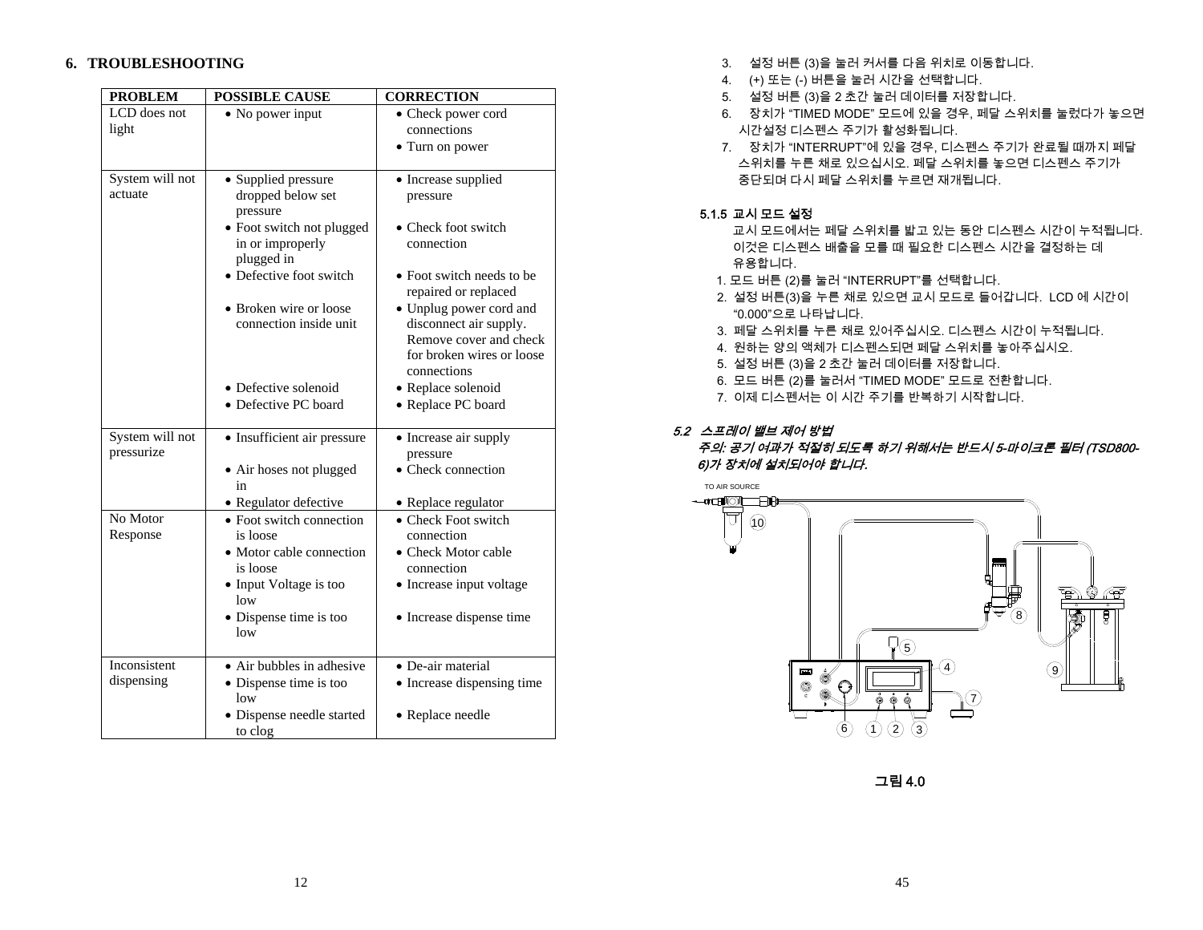## 6. TROUBLESHOOTING

| PROBLEM | POSSIBLE CAUSE | CORRECTION |
|---|---|---|
| LCD does not light | • No power input | • Check power cord connections<br>• Turn on power |
| System will not actuate | • Supplied pressure dropped below set pressure<br>• Foot switch not plugged in or improperly plugged in<br>• Defective foot switch<br>• Broken wire or loose connection inside unit<br>• Defective solenoid<br>• Defective PC board | • Increase supplied pressure<br>• Check foot switch connection<br>• Foot switch needs to be repaired or replaced<br>• Unplug power cord and disconnect air supply. Remove cover and check for broken wires or loose connections<br>• Replace solenoid<br>• Replace PC board |
| System will not pressurize | • Insufficient air pressure<br>• Air hoses not plugged in<br>• Regulator defective | • Increase air supply pressure<br>• Check connection<br>• Replace regulator |
| No Motor Response | • Foot switch connection is loose<br>• Motor cable connection is loose<br>• Input Voltage is too low<br>• Dispense time is too low | • Check Foot switch connection<br>• Check Motor cable connection<br>• Increase input voltage<br>• Increase dispense time |
| Inconsistent dispensing | • Air bubbles in adhesive<br>• Dispense time is too low<br>• Dispense needle started to clog | • De-air material<br>• Increase dispensing time<br>• Replace needle |

3. 설정 버튼 (3)을 눌러 커서를 다음 위치로 이동합니다.
4. (+) 또는 (-) 버튼을 눌러 시간을 선택합니다.
5. 설정 버튼 (3)을 2 초간 눌러 데이터를 저장합니다.
6. 장치가 "TIMED MODE" 모드에 있을 경우, 페달 스위치를 눌렀다가 놓으면 시간설정 디스펜스 주기가 활성화됩니다.
7. 장치가 "INTERRUPT"에 있을 경우, 디스펜스 주기가 완료될 때까지 페달 스위치를 누른 채로 있으십시오. 페달 스위치를 놓으면 디스펜스 주기가 중단되며 다시 페달 스위치를 누르면 재개됩니다.

### 5.1.5 교시 모드 설정

교시 모드에서는 페달 스위치를 밟고 있는 동안 디스펜스 시간이 누적됩니다. 이것은 디스펜스 배출을 모를 때 필요한 디스펜스 시간을 결정하는 데 유용합니다.

1. 모드 버튼 (2)를 눌러 "INTERRUPT"를 선택합니다.
2. 설정 버튼(3)을 누른 채로 있으면 교시 모드로 들어갑니다. LCD 에 시간이 "0.000"으로 나타납니다.
3. 페달 스위치를 누른 채로 있어주십시오. 디스펜스 시간이 누적됩니다.
4. 원하는 양의 액체가 디스펜스되면 페달 스위치를 놓아주십시오.
5. 설정 버튼 (3)을 2 초간 눌러 데이터를 저장합니다.
6. 모드 버튼 (2)를 눌러서 "TIMED MODE" 모드로 전환합니다.
7. 이제 디스펜서는 이 시간 주기를 반복하기 시작합니다.

### *5.2 스프레이 밸브 제어 방법*

***주의: 공기 여과가 적절히 되도록 하기 위해서는 반드시 5-마이크론 필터 (TSD800-6)가 장치에 설치되어야 합니다.***

TO AIR SOURCE

10, 8, 5, 4, 9, 7, 6, 1, 2, 3

그림 4.0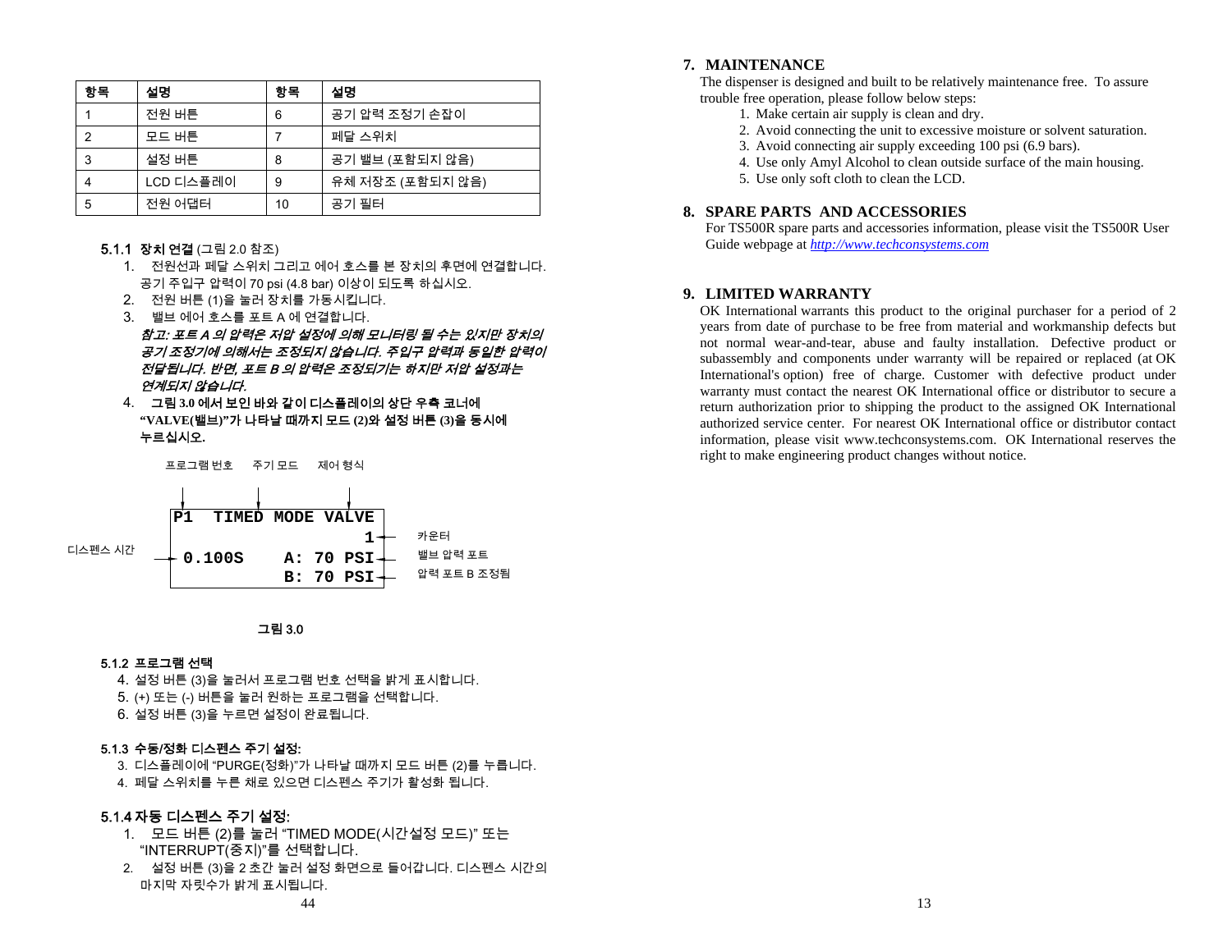| 항목 | 설명 | 항목 | 설명 |
|---|---|---|---|
| 1 | 전원 버튼 | 6 | 공기 압력 조정기 손잡이 |
| 2 | 모드 버튼 | 7 | 페달 스위치 |
| 3 | 설정 버튼 | 8 | 공기 밸브 (포함되지 않음) |
| 4 | LCD 디스플레이 | 9 | 유체 저장조 (포함되지 않음) |
| 5 | 전원 어댑터 | 10 | 공기 필터 |

### 5.1.1 장치 연결 (그림 2.0 참조)

1. 전원선과 페달 스위치 그리고 에어 호스를 본 장치의 후면에 연결합니다. 공기 주입구 압력이 70 psi (4.8 bar) 이상이 되도록 하십시오.
2. 전원 버튼 (1)을 눌러 장치를 가동시킵니다.
3. 밸브 에어 호스를 포트 A 에 연결합니다.

   ***참고: 포트 A 의 압력은 저압 설정에 의해 모니터링 될 수는 있지만 장치의 공기 조정기에 의해서는 조정되지 않습니다. 주입구 압력과 동일한 압력이 전달됩니다. 반면, 포트 B 의 압력은 조정되기는 하지만 저압 설정과는 연계되지 않습니다.***

4. **그림 3.0 에서 보인 바와 같이 디스플레이의 상단 우측 코너에 "VALVE(밸브)"가 나타날 때까지 모드 (2)와 설정 버튼 (3)을 동시에 누르십시오.**

```
    프로그램 번호   주기 모드   제어 형식

     P1  TIMED MODE VALVE
                        1   ← 카운터
디스펜스 시간 → 0.100S     A: 70 PSI   ← 밸브 압력 포트
                  B: 70 PSI   ← 압력 포트 B 조정됨
```

**그림 3.0**

### 5.1.2 프로그램 선택

4. 설정 버튼 (3)을 눌러서 프로그램 번호 선택을 밝게 표시합니다.
5. (+) 또는 (-) 버튼을 눌러 원하는 프로그램을 선택합니다.
6. 설정 버튼 (3)을 누르면 설정이 완료됩니다.

### 5.1.3 수동/정화 디스펜스 주기 설정:

3. 디스플레이에 "PURGE(정화)"가 나타날 때까지 모드 버튼 (2)를 누릅니다.
4. 페달 스위치를 누른 채로 있으면 디스펜스 주기가 활성화 됩니다.

### 5.1.4 자동 디스펜스 주기 설정:

1. 모드 버튼 (2)를 눌러 "TIMED MODE(시간설정 모드)" 또는 "INTERRUPT(중지)"를 선택합니다.
2. 설정 버튼 (3)을 2 초간 눌러 설정 화면으로 들어갑니다. 디스펜스 시간의 마지막 자릿수가 밝게 표시됩니다.

## 7. MAINTENANCE

The dispenser is designed and built to be relatively maintenance free. To assure trouble free operation, please follow below steps:

1. Make certain air supply is clean and dry.
2. Avoid connecting the unit to excessive moisture or solvent saturation.
3. Avoid connecting air supply exceeding 100 psi (6.9 bars).
4. Use only Amyl Alcohol to clean outside surface of the main housing.
5. Use only soft cloth to clean the LCD.

## 8. SPARE PARTS AND ACCESSORIES

For TS500R spare parts and accessories information, please visit the TS500R User Guide webpage at *http://www.techconsystems.com*

## 9. LIMITED WARRANTY

OK International warrants this product to the original purchaser for a period of 2 years from date of purchase to be free from material and workmanship defects but not normal wear-and-tear, abuse and faulty installation. Defective product or subassembly and components under warranty will be repaired or replaced (at OK International's option) free of charge. Customer with defective product under warranty must contact the nearest OK International office or distributor to secure a return authorization prior to shipping the product to the assigned OK International authorized service center. For nearest OK International office or distributor contact information, please visit www.techconsystems.com. OK International reserves the right to make engineering product changes without notice.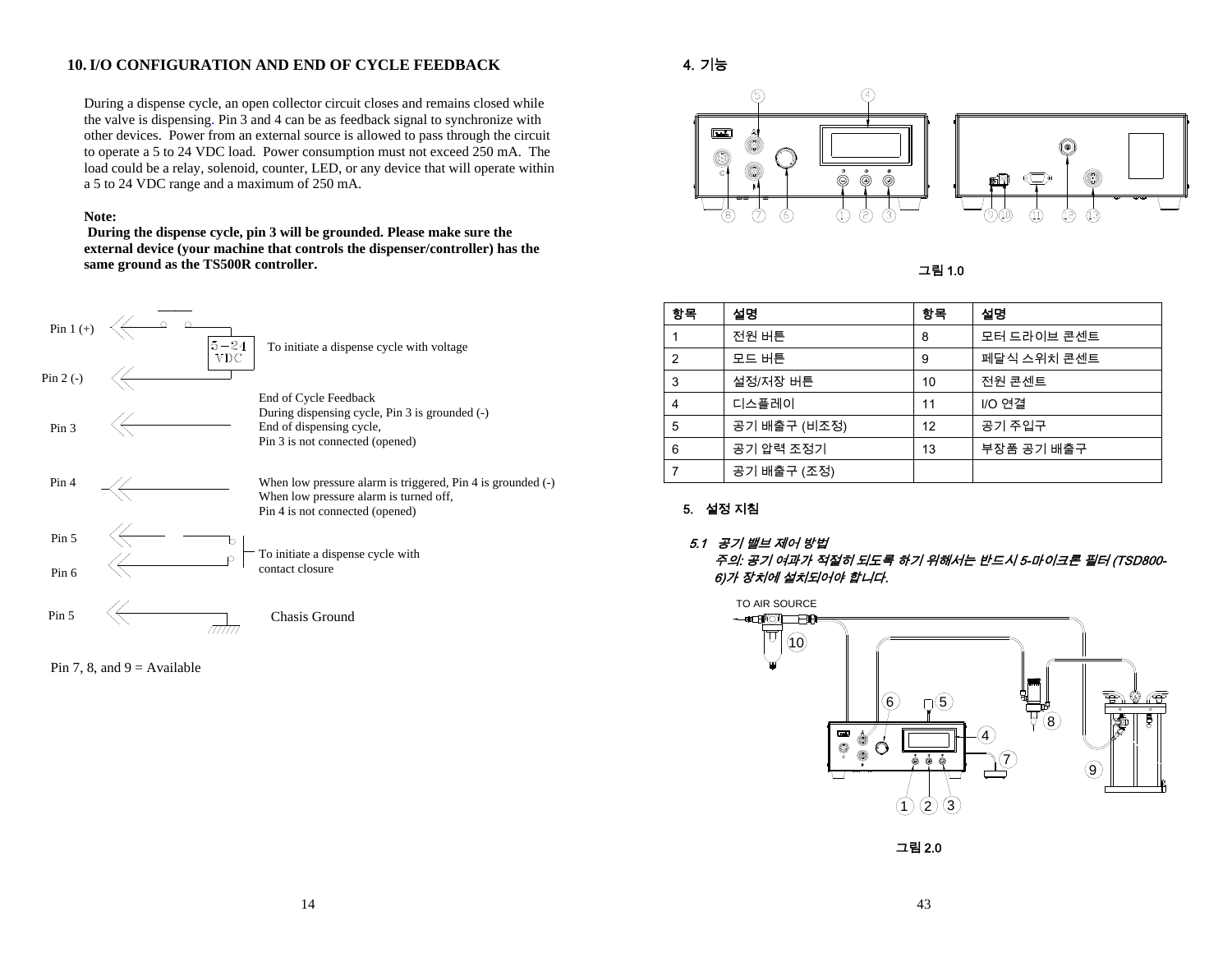## 10. I/O CONFIGURATION AND END OF CYCLE FEEDBACK

During a dispense cycle, an open collector circuit closes and remains closed while the valve is dispensing. Pin 3 and 4 can be as feedback signal to synchronize with other devices. Power from an external source is allowed to pass through the circuit to operate a 5 to 24 VDC load. Power consumption must not exceed 250 mA. The load could be a relay, solenoid, counter, LED, or any device that will operate within a 5 to 24 VDC range and a maximum of 250 mA.

**Note:**
**During the dispense cycle, pin 3 will be grounded. Please make sure the external device (your machine that controls the dispenser/controller) has the same ground as the TS500R controller.**

Pin 1 (+)
5－24 VDC
To initiate a dispense cycle with voltage
Pin 2 (-)

Pin 3
End of Cycle Feedback
During dispensing cycle, Pin 3 is grounded (-)
End of dispensing cycle,
Pin 3 is not connected (opened)

Pin 4
When low pressure alarm is triggered, Pin 4 is grounded (-)
When low pressure alarm is turned off,
Pin 4 is not connected (opened)

Pin 5
Pin 6
To initiate a dispense cycle with contact closure

Pin 5
Chasis Ground

Pin 7, 8, and 9 = Available

## 4. 기능

그림 1.0

| 항목 | 설명 | 항목 | 설명 |
|---|---|---|---|
| 1 | 전원 버튼 | 8 | 모터 드라이브 콘센트 |
| 2 | 모드 버튼 | 9 | 페달식 스위치 콘센트 |
| 3 | 설정/저장 버튼 | 10 | 전원 콘센트 |
| 4 | 디스플레이 | 11 | I/O 연결 |
| 5 | 공기 배출구 (비조정) | 12 | 공기 주입구 |
| 6 | 공기 압력 조정기 | 13 | 부장품 공기 배출구 |
| 7 | 공기 배출구 (조정) | | |

### 5. 설정 지침

*5.1 공기 밸브 제어 방법*

*주의: 공기 여과가 적절히 되도록 하기 위해서는 반드시 5-마이크론 필터 (TSD800-6)가 장치에 설치되어야 합니다.*

TO AIR SOURCE

그림 2.0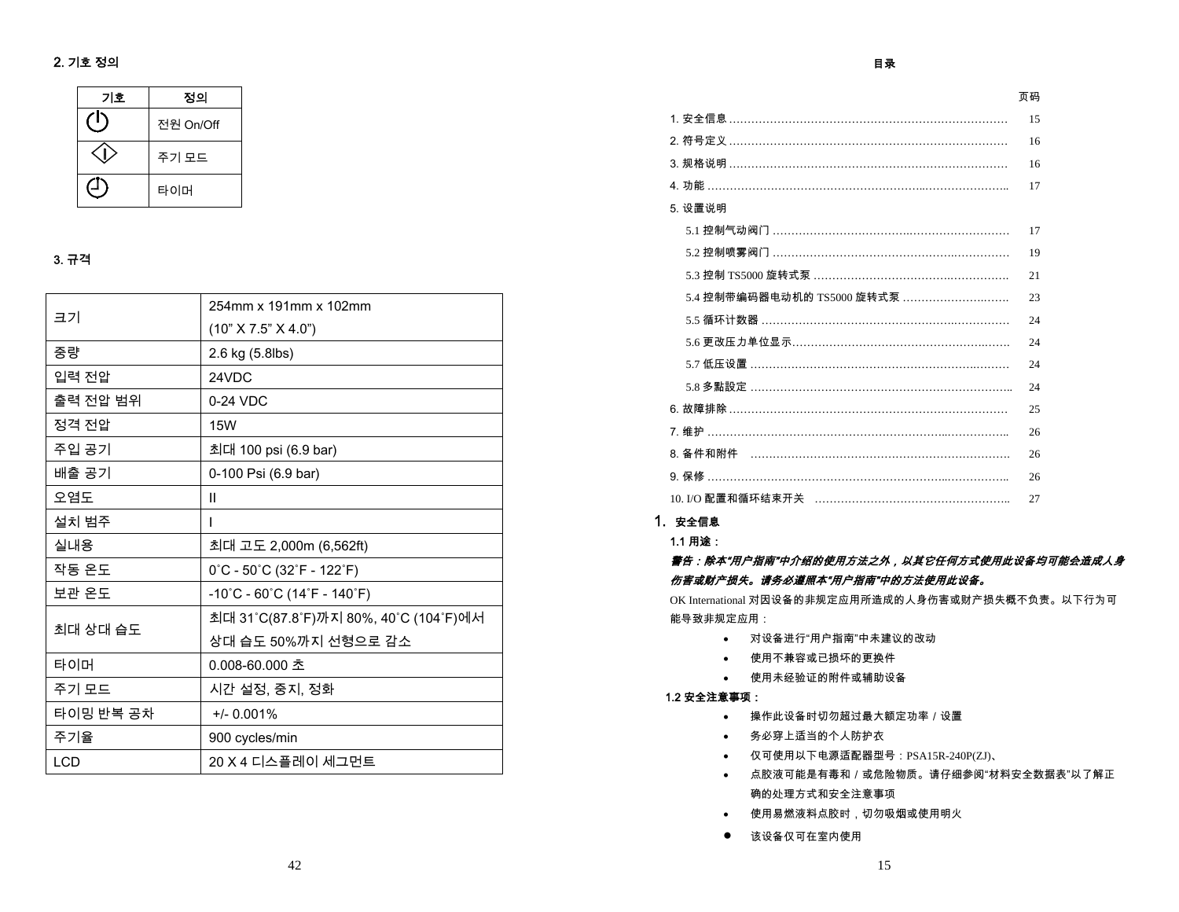## 2. 기호 정의

| 기호 | 정의 |
|---|---|
| ⏻ | 전원 On/Off |
| ◇ | 주기 모드 |
| ◷ | 타이머 |

## 3. 규격

| | |
|---|---|
| 크기 | 254mm x 191mm x 102mm (10" X 7.5" X 4.0") |
| 중량 | 2.6 kg (5.8lbs) |
| 입력 전압 | 24VDC |
| 출력 전압 범위 | 0-24 VDC |
| 정격 전압 | 15W |
| 주입 공기 | 최대 100 psi (6.9 bar) |
| 배출 공기 | 0-100 Psi (6.9 bar) |
| 오염도 | II |
| 설치 범주 | I |
| 실내용 | 최대 고도 2,000m (6,562ft) |
| 작동 온도 | 0˚C - 50˚C (32˚F - 122˚F) |
| 보관 온도 | -10˚C - 60˚C (14˚F - 140˚F) |
| 최대 상대 습도 | 최대 31˚C(87.8˚F)까지 80%, 40˚C (104˚F)에서 상대 습도 50%까지 선형으로 감소 |
| 타이머 | 0.008-60.000 초 |
| 주기 모드 | 시간 설정, 중지, 정화 |
| 타이밍 반복 공차 | +/- 0.001% |
| 주기율 | 900 cycles/min |
| LCD | 20 X 4 디스플레이 세그먼트 |

## 目录

| | 页码 |
|---|---|
| 1. 安全信息 | 15 |
| 2. 符号定义 | 16 |
| 3. 规格说明 | 16 |
| 4. 功能 | 17 |
| 5. 设置说明 | |
| 5.1 控制气动阀门 | 17 |
| 5.2 控制喷雾阀门 | 19 |
| 5.3 控制 TS5000 旋转式泵 | 21 |
| 5.4 控制带编码器电动机的 TS5000 旋转式泵 | 23 |
| 5.5 循环计数器 | 24 |
| 5.6 更改压力单位显示 | 24 |
| 5.7 低压设置 | 24 |
| 5.8 多點設定 | 24 |
| 6. 故障排除 | 25 |
| 7. 维护 | 26 |
| 8. 备件和附件 | 26 |
| 9. 保修 | 26 |
| 10. I/O 配置和循环结束开关 | 27 |

## 1. 安全信息

### 1.1 用途：

***警告：除本"用户指南"中介绍的使用方法之外，以其它任何方式使用此设备均可能会造成人身伤害或财产损失。请务必遵照本"用户指南"中的方法使用此设备。***

OK International 对因设备的非规定应用所造成的人身伤害或财产损失概不负责。以下行为可能导致非规定应用：

- 对设备进行"用户指南"中未建议的改动
- 使用不兼容或已损坏的更换件
- 使用未经验证的附件或辅助设备

### 1.2 安全注意事项：

- 操作此设备时切勿超过最大额定功率 / 设置
- 务必穿上适当的个人防护衣
- 仅可使用以下电源适配器型号：PSA15R-240P(ZJ)、
- 点胶液可能是有毒和 / 或危险物质。请仔细参阅"材料安全数据表"以了解正确的处理方式和安全注意事项
- 使用易燃液料点胶时，切勿吸烟或使用明火
- 该设备仅可在室内使用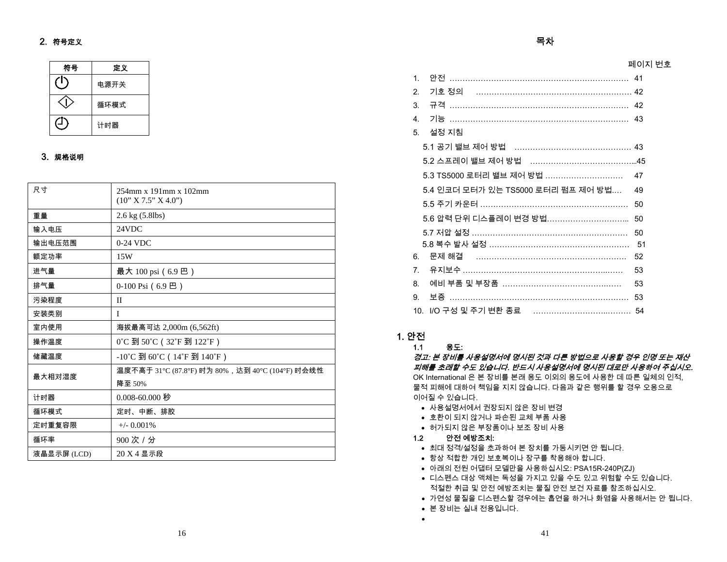## 2. 符号定义

| 符号 | 定义 |
|---|---|
| ⏻ | 电源开关 |
| ◇ | 循环模式 |
| ◷ | 计时器 |

## 3. 规格说明

| 尺寸 | 254mm x 191mm x 102mm (10” X 7.5” X 4.0”) |
|---|---|
| 重量 | 2.6 kg (5.8lbs) |
| 输入电压 | 24VDC |
| 输出电压范围 | 0-24 VDC |
| 额定功率 | 15W |
| 进气量 | 最大 100 psi（6.9 巴） |
| 排气量 | 0-100 Psi（6.9 巴） |
| 污染程度 | II |
| 安装类别 | I |
| 室内使用 | 海拔最高可达 2,000m (6,562ft) |
| 操作温度 | 0˚C 到 50˚C（32˚F 到 122˚F） |
| 储藏温度 | -10˚C 到 60˚C（14˚F 到 140˚F） |
| 最大相对湿度 | 温度不高于 31°C (87.8°F) 时为 80%，达到 40°C (104°F) 时会线性降至 50% |
| 计时器 | 0.008-60.000 秒 |
| 循环模式 | 定时、中断、排胶 |
| 定时重复容限 | +/- 0.001% |
| 循环率 | 900 次 / 分 |
| 液晶显示屏 (LCD) | 20 X 4 显示段 |

# 목차

| | 페이지 번호 |
|---|---|
| 1. 안전 | 41 |
| 2. 기호 정의 | 42 |
| 3. 규격 | 42 |
| 4. 기능 | 43 |
| 5. 설정 지침 | |
| 5.1 공기 밸브 제어 방법 | 43 |
| 5.2 스프레이 밸브 제어 방법 | 45 |
| 5.3 TS5000 로터리 밸브 제어 방법 | 47 |
| 5.4 인코더 모터가 있는 TS5000 로터리 펌프 제어 방법 | 49 |
| 5.5 주기 카운터 | 50 |
| 5.6 압력 단위 디스플레이 변경 방법 | 50 |
| 5.7 저압 설정 | 50 |
| 5.8 복수 발사 설정 | 51 |
| 6. 문제 해결 | 52 |
| 7. 유지보수 | 53 |
| 8. 예비 부품 및 부장품 | 53 |
| 9. 보증 | 53 |
| 10. I/O 구성 및 주기 변환 종료 | 54 |

## 1. 안전

**1.1 용도:**

***경고: 본 장비를 사용설명서에 명시된 것과 다른 방법으로 사용할 경우 인명 또는 재산 피해를 초래할 수도 있습니다. 반드시 사용설명서에 명시된 대로만 사용하여 주십시오.***

OK International 은 본 장비를 본래 용도 이외의 용도에 사용한 데 따른 일체의 인적, 물적 피해에 대하여 책임을 지지 않습니다. 다음과 같은 행위를 할 경우 오용으로 이어질 수 있습니다.

- 사용설명서에서 권장되지 않은 장비 변경
- 호환이 되지 않거나 파손된 교체 부품 사용
- 허가되지 않은 부장품이나 보조 장비 사용

**1.2 안전 예방조치:**

- 최대 정격/설정을 초과하여 본 장치를 가동시키면 안 됩니다.
- 항상 적합한 개인 보호복이나 장구를 착용해야 합니다.
- 아래의 전원 어댑터 모델만을 사용하십시오: PSA15R-240P(ZJ)
- 디스펜스 대상 액체는 독성을 가지고 있을 수도 있고 위험할 수도 있습니다. 적절한 취급 및 안전 예방조치는 물질 안전 보건 자료를 참조하십시오.
- 가연성 물질을 디스펜스할 경우에는 흡연을 하거나 화염을 사용해서는 안 됩니다.
- 본 장비는 실내 전용입니다.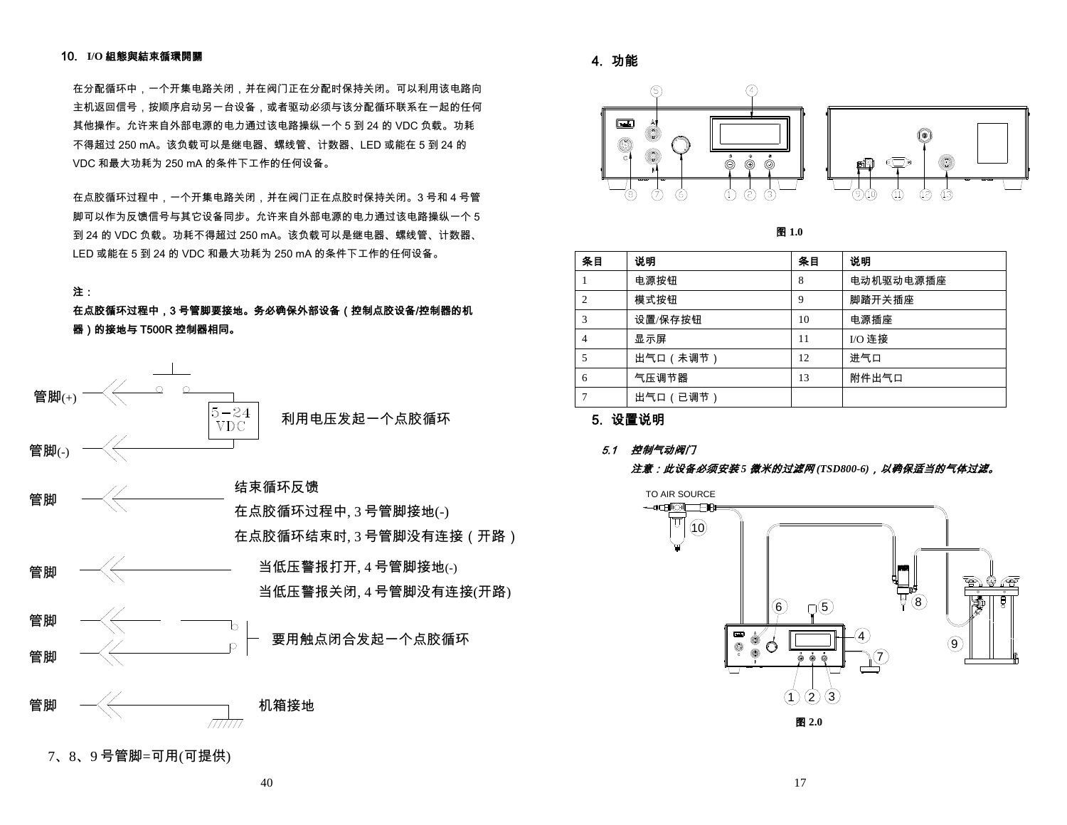## 10. I/O 組態與結束循環開關

在分配循环中，一个开集电路关闭，并在阀门正在分配时保持关闭。可以利用该电路向主机返回信号，按顺序启动另一台设备，或者驱动必须与该分配循环联系在一起的任何其他操作。允许来自外部电源的电力通过该电路操纵一个 5 到 24 的 VDC 负载。功耗不得超过 250 mA。该负载可以是继电器、螺线管、计数器、LED 或能在 5 到 24 的 VDC 和最大功耗为 250 mA 的条件下工作的任何设备。

在点胶循环过程中，一个开集电路关闭，并在阀门正在点胶时保持关闭。3 号和 4 号管脚可以作为反馈信号与其它设备同步。允许来自外部电源的电力通过该电路操纵一个 5 到 24 的 VDC 负载。功耗不得超过 250 mA。该负载可以是继电器、螺线管、计数器、LED 或能在 5 到 24 的 VDC 和最大功耗为 250 mA 的条件下工作的任何设备。

**注：**

**在点胶循环过程中，3 号管脚要接地。务必确保外部设备（控制点胶设备/控制器的机器）的接地与 T500R 控制器相同。**

管脚(+)

5－24 VDC 利用电压发起一个点胶循环

管脚(-)

管脚 结束循环反馈
在点胶循环过程中, 3 号管脚接地(-)
在点胶循环结束时, 3 号管脚没有连接（开路）

管脚 当低压警报打开, 4 号管脚接地(-)
当低压警报关闭, 4 号管脚没有连接(开路)

管脚
管脚 要用触点闭合发起一个点胶循环

管脚 机箱接地

7、8、9 号管脚=可用(可提供)

## 4. 功能

图 1.0

| 条目 | 说明 | 条目 | 说明 |
|---|---|---|---|
| 1 | 电源按钮 | 8 | 电动机驱动电源插座 |
| 2 | 模式按钮 | 9 | 脚踏开关插座 |
| 3 | 设置/保存按钮 | 10 | 电源插座 |
| 4 | 显示屏 | 11 | I/O 连接 |
| 5 | 出气口（未调节） | 12 | 进气口 |
| 6 | 气压调节器 | 13 | 附件出气口 |
| 7 | 出气口（已调节） | | |

## 5. 设置说明

### *5.1 控制气动阀门*

***注意：此设备必须安装 5 微米的过滤网 (TSD800-6)，以确保适当的气体过滤。***

TO AIR SOURCE

图 2.0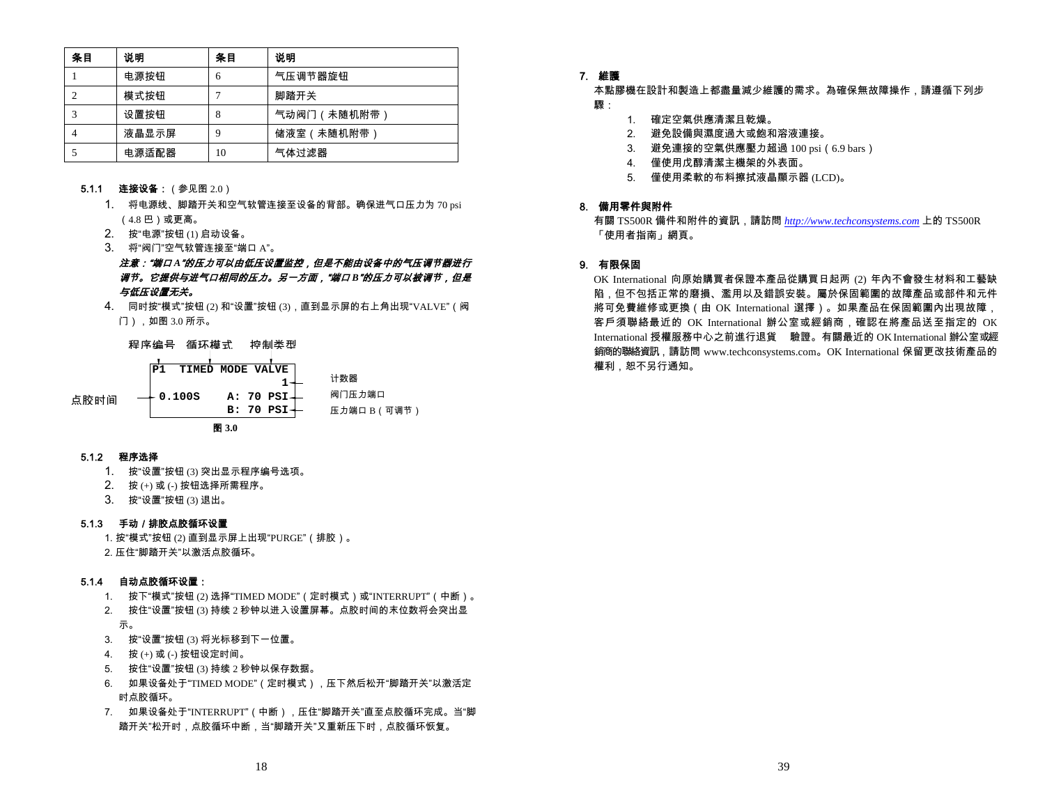| 条目 | 说明 | 条目 | 说明 |
|---|---|---|---|
| 1 | 电源按钮 | 6 | 气压调节器旋钮 |
| 2 | 模式按钮 | 7 | 脚踏开关 |
| 3 | 设置按钮 | 8 | 气动阀门（未随机附带） |
| 4 | 液晶显示屏 | 9 | 储液室（未随机附带） |
| 5 | 电源适配器 | 10 | 气体过滤器 |

#### 5.1.1 连接设备：（参见图 2.0）

1. 将电源线、脚踏开关和空气软管连接至设备的背部。确保进气口压力为 70 psi（4.8 巴）或更高。
2. 按"电源"按钮 (1) 启动设备。
3. 将"阀门"空气软管连接至"端口 A"。

***注意：“端口 A”的压力可以由低压设置监控，但是不能由设备中的气压调节器进行调节。它提供与进气口相同的压力。另一方面，“端口 B”的压力可以被调节，但是与低压设置无关。***

4. 同时按"模式"按钮 (2) 和"设置"按钮 (3)，直到显示屏的右上角出现"VALVE"（阀门），如图 3.0 所示。

程序编号　循环模式　控制类型

```
P1  TIMED MODE VALVE
                   1
 0.100S    A: 70 PSI
           B: 70 PSI
```

点胶时间　　计数器　阀门压力端口　压力端口 B（可调节）

**图 3.0**

#### 5.1.2 程序选择

1. 按"设置"按钮 (3) 突出显示程序编号选项。
2. 按 (+) 或 (-) 按钮选择所需程序。
3. 按"设置"按钮 (3) 退出。

#### 5.1.3 手动 / 排胶点胶循环设置

1. 按"模式"按钮 (2) 直到显示屏上出现"PURGE"（排胶）。
2. 压住"脚踏开关"以激活点胶循环。

#### 5.1.4 自动点胶循环设置：

1. 按下"模式"按钮 (2) 选择"TIMED MODE"（定时模式）或"INTERRUPT"（中断）。
2. 按住"设置"按钮 (3) 持续 2 秒钟以进入设置屏幕。点胶时间的末位数将会突出显示。
3. 按"设置"按钮 (3) 将光标移到下一位置。
4. 按 (+) 或 (-) 按钮设定时间。
5. 按住"设置"按钮 (3) 持续 2 秒钟以保存数据。
6. 如果设备处于"TIMED MODE"（定时模式），压下然后松开"脚踏开关"以激活定时点胶循环。
7. 如果设备处于"INTERRUPT"（中断），压住"脚踏开关"直至点胶循环完成。当"脚踏开关"松开时，点胶循环中断，当"脚踏开关"又重新压下时，点胶循环恢复。

## 7. 維護

本點膠機在設計和製造上都盡量減少維護的需求。為確保無故障操作，請遵循下列步驟：

1. 確定空氣供應清潔且乾燥。
2. 避免設備與濕度過大或飽和溶液連接。
3. 避免連接的空氣供應壓力超過 100 psi（6.9 bars）
4. 僅使用戊醇清潔主機架的外表面。
5. 僅使用柔軟的布料擦拭液晶顯示器 (LCD)。

## 8. 備用零件與附件

有關 TS500R 備件和附件的資訊，請訪問 *http://www.techconsystems.com* 上的 TS500R「使用者指南」網頁。

## 9. 有限保固

OK International 向原始購買者保證本產品從購買日起兩 (2) 年內不會發生材料和工藝缺陷，但不包括正常的磨損、濫用以及錯誤安裝。屬於保固範圍的故障產品或部件和元件將可免費維修或更換（由 OK International 選擇）。如果產品在保固範圍內出現故障，客戶須聯絡最近的 OK International 辦公室或經銷商，確認在將產品送至指定的 OK International 授權服務中心之前進行退貨　驗證。有關最近的 OK International 辦公室或經銷商的聯絡資訊，請訪問 www.techconsystems.com。OK International 保留更改技術產品的權利，恕不另行通知。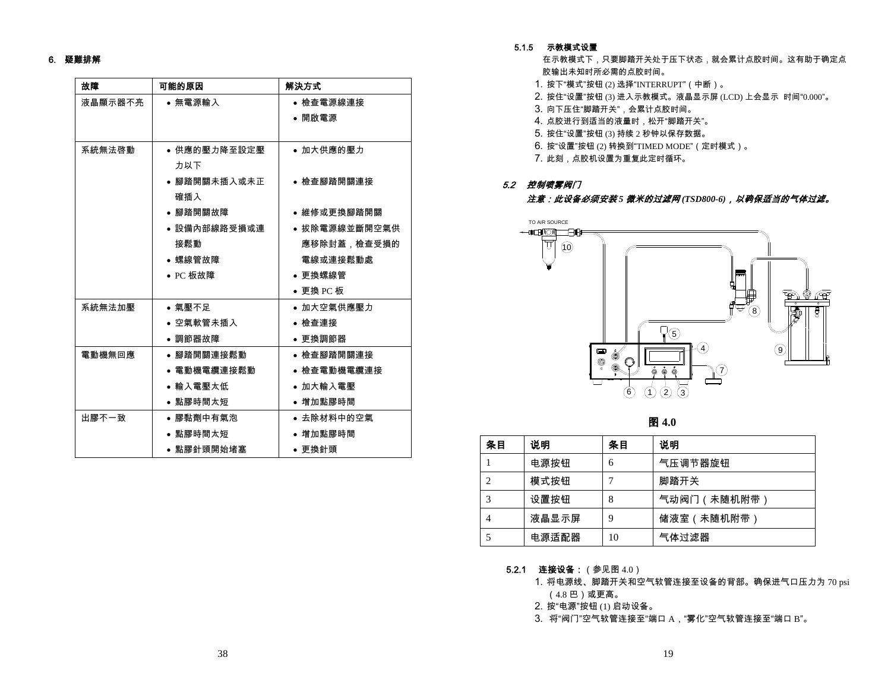## 6. 疑難排解

| 故障 | 可能的原因 | 解決方式 |
|---|---|---|
| 液晶顯示器不亮 | • 無電源輸入 | • 檢查電源線連接<br>• 開啟電源 |
| 系統無法啓動 | • 供應的壓力降至設定壓力以下<br>• 腳踏開關未插入或未正確插入<br>• 腳踏開關故障<br>• 設備內部線路受損或連接鬆動<br>• 螺線管故障<br>• PC 板故障 | • 加大供應的壓力<br>• 檢查腳踏開關連接<br>• 維修或更換腳踏開關<br>• 拔除電源線並斷開空氣供應移除封蓋，檢查受損的電線或連接鬆動處<br>• 更換螺線管<br>• 更換 PC 板 |
| 系統無法加壓 | • 氣壓不足<br>• 空氣軟管未插入<br>• 調節器故障 | • 加大空氣供應壓力<br>• 檢查連接<br>• 更換調節器 |
| 電動機無回應 | • 腳踏開關連接鬆動<br>• 電動機電纜連接鬆動<br>• 輸入電壓太低<br>• 點膠時間太短 | • 檢查腳踏開關連接<br>• 檢查電動機電纜連接<br>• 加大輸入電壓<br>• 增加點膠時間 |
| 出膠不一致 | • 膠黏劑中有氣泡<br>• 點膠時間太短<br>• 點膠針頭開始堵塞 | • 去除材料中的空氣<br>• 增加點膠時間<br>• 更換針頭 |

#### 5.1.5 示教模式设置

在示教模式下，只要脚踏开关处于压下状态，就会累计点胶时间。这有助于确定点胶输出未知时所必需的点胶时间。

1. 按下"模式"按钮 (2) 选择"INTERRUPT"（中断）。
2. 按住"设置"按钮 (3) 进入示教模式。液晶显示屏 (LCD) 上会显示 时间"0.000"。
3. 向下压住"脚踏开关"，会累计点胶时间。
4. 点胶进行到适当的液量时，松开"脚踏开关"。
5. 按住"设置"按钮 (3) 持续 2 秒钟以保存数据。
6. 按"设置"按钮 (2) 转换到"TIMED MODE"（定时模式）。
7. 此刻，点胶机设置为重复此定时循环。

### *5.2 控制喷雾阀门*

***注意：此设备必须安装 5 微米的过滤网 (TSD800-6)，以确保适当的气体过滤。***

TO AIR SOURCE

**图 4.0**

| 条目 | 说明 | 条目 | 说明 |
|---|---|---|---|
| 1 | 电源按钮 | 6 | 气压调节器旋钮 |
| 2 | 模式按钮 | 7 | 脚踏开关 |
| 3 | 设置按钮 | 8 | 气动阀门（未随机附带） |
| 4 | 液晶显示屏 | 9 | 储液室（未随机附带） |
| 5 | 电源适配器 | 10 | 气体过滤器 |

#### 5.2.1 连接设备：（参见图 4.0）

1. 将电源线、脚踏开关和空气软管连接至设备的背部。确保进气口压力为 70 psi（4.8 巴）或更高。
2. 按"电源"按钮 (1) 启动设备。
3. 将"阀门"空气软管连接至"端口 A，"雾化"空气软管连接至"端口 B"。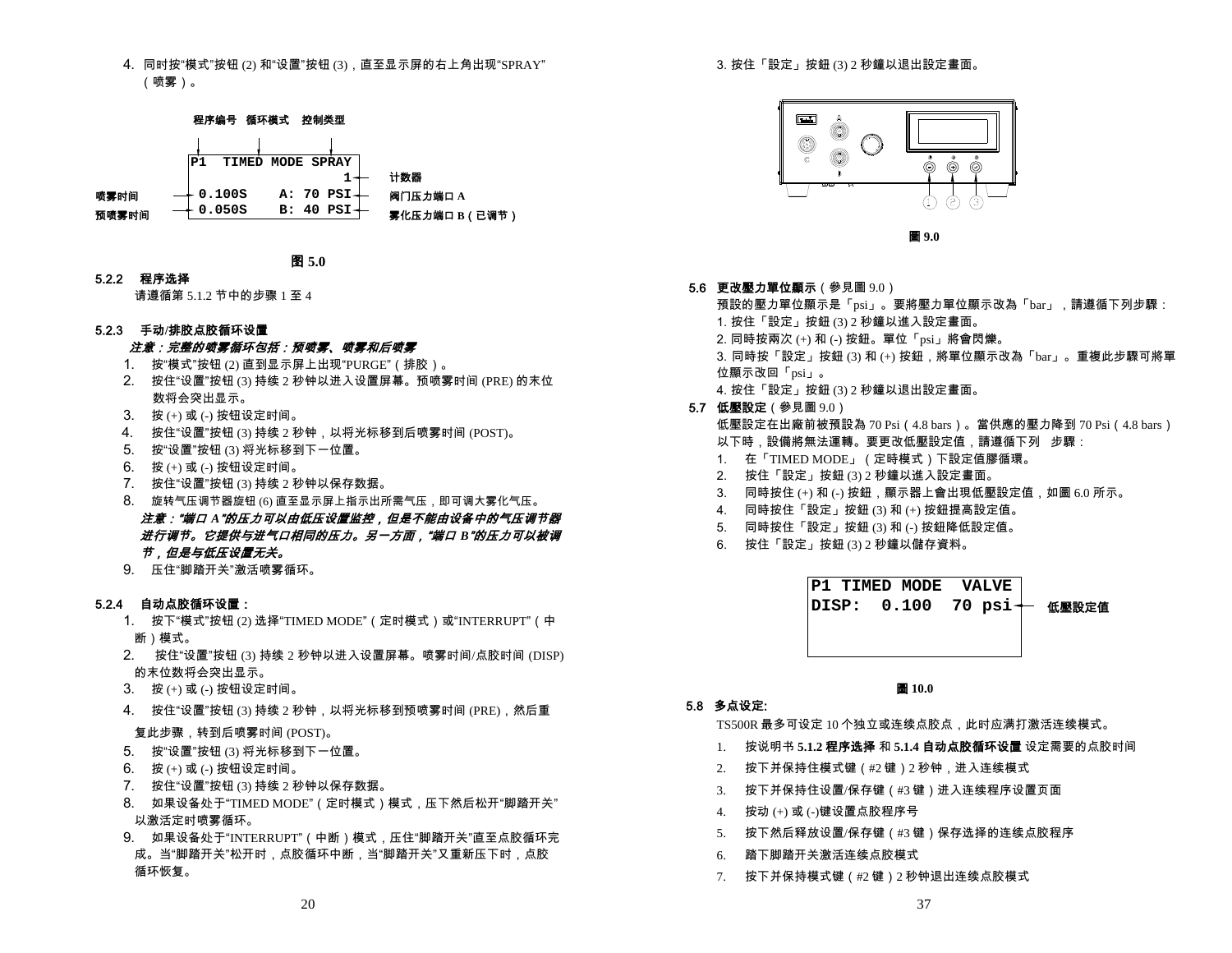4. 同时按“模式”按钮 (2) 和“设置”按钮 (3)，直至显示屏的右上角出现“SPRAY”（喷雾）。

程序编号　循环模式　控制类型

```
P1  TIMED MODE SPRAY
                   1    ← 计数器
喷雾时间 → 0.100S    A: 70 PSI  ← 阀门压力端口 A
预喷雾时间 → 0.050S    B: 40 PSI  ← 雾化压力端口 B（已调节）
```

图 5.0

### 5.2.2 程序选择

请遵循第 5.1.2 节中的步骤 1 至 4

### 5.2.3 手动/排胶点胶循环设置

***注意：完整的喷雾循环包括：预喷雾、喷雾和后喷雾***

1. 按“模式”按钮 (2) 直到显示屏上出现“PURGE”（排胶）。
2. 按住“设置”按钮 (3) 持续 2 秒钟以进入设置屏幕。预喷雾时间 (PRE) 的末位数将会突出显示。
3. 按 (+) 或 (-) 按钮设定时间。
4. 按住“设置”按钮 (3) 持续 2 秒钟，以将光标移到后喷雾时间 (POST)。
5. 按“设置”按钮 (3) 将光标移到下一位置。
6. 按 (+) 或 (-) 按钮设定时间。
7. 按住“设置”按钮 (3) 持续 2 秒钟以保存数据。
8. 旋转气压调节器旋钮 (6) 直至显示屏上指示出所需气压，即可调大雾化气压。
   ***注意：“端口 A”的压力可以由低压设置监控，但是不能由设备中的气压调节器进行调节。它提供与进气口相同的压力。另一方面，“端口 B”的压力可以被调节，但是与低压设置无关。***
9. 压住“脚踏开关”激活喷雾循环。

### 5.2.4 自动点胶循环设置：

1. 按下“模式”按钮 (2) 选择“TIMED MODE”（定时模式）或“INTERRUPT”（中断）模式。
2. 按住“设置”按钮 (3) 持续 2 秒钟以进入设置屏幕。喷雾时间/点胶时间 (DISP) 的末位数将会突出显示。
3. 按 (+) 或 (-) 按钮设定时间。
4. 按住“设置”按钮 (3) 持续 2 秒钟，以将光标移到预喷雾时间 (PRE)，然后重复此步骤，转到后喷雾时间 (POST)。
5. 按“设置”按钮 (3) 将光标移到下一位置。
6. 按 (+) 或 (-) 按钮设定时间。
7. 按住“设置”按钮 (3) 持续 2 秒钟以保存数据。
8. 如果设备处于“TIMED MODE”（定时模式）模式，压下然后松开“脚踏开关”以激活定时喷雾循环。
9. 如果设备处于“INTERRUPT”（中断）模式，压住“脚踏开关”直至点胶循环完成。当“脚踏开关”松开时，点胶循环中断，当“脚踏开关”又重新压下时，点胶循环恢复。

3. 按住「設定」按鈕 (3) 2 秒鐘以退出設定畫面。

圖 9.0

### 5.6 更改壓力單位顯示（參見圖 9.0）

預設的壓力單位顯示是「psi」。要將壓力單位顯示改為「bar」，請遵循下列步驟：

1. 按住「設定」按鈕 (3) 2 秒鐘以進入設定畫面。
2. 同時按兩次 (+) 和 (-) 按鈕。單位「psi」將會閃爍。
3. 同時按「設定」按鈕 (3) 和 (+) 按鈕，將單位顯示改為「bar」。重複此步驟可將單位顯示改回「psi」。
4. 按住「設定」按鈕 (3) 2 秒鐘以退出設定畫面。

### 5.7 低壓設定（參見圖 9.0）

低壓設定在出廠前被預設為 70 Psi（4.8 bars）。當供應的壓力降到 70 Psi（4.8 bars）以下時，設備將無法運轉。要更改低壓設定值，請遵循下列　步驟：

1. 在「TIMED MODE」（定時模式）下設定值膠循環。
2. 按住「設定」按鈕 (3) 2 秒鐘以進入設定畫面。
3. 同時按住 (+) 和 (-) 按鈕，顯示器上會出現低壓設定值，如圖 6.0 所示。
4. 同時按住「設定」按鈕 (3) 和 (+) 按鈕提高設定值。
5. 同時按住「設定」按鈕 (3) 和 (-) 按鈕降低設定值。
6. 按住「設定」按鈕 (3) 2 秒鐘以儲存資料。

```
P1 TIMED MODE  VALVE
DISP:  0.100  70 psi  ← 低壓設定值
```

圖 10.0

### 5.8 多点设定:

TS500R 最多可设定 10 个独立或连续点胶点，此时应满打激活连续模式。

1. 按说明书 **5.1.2 程序选择** 和 **5.1.4 自动点胶循环设置** 设定需要的点胶时间
2. 按下并保持住模式键（#2 键）2 秒钟，进入连续模式
3. 按下并保持住设置/保存键（#3 键）进入连续程序设置页面
4. 按动 (+) 或 (-)键设置点胶程序号
5. 按下然后释放设置/保存键（#3 键）保存选择的连续点胶程序
6. 踏下脚踏开关激活连续点胶模式
7. 按下并保持模式键（#2 键）2 秒钟退出连续点胶模式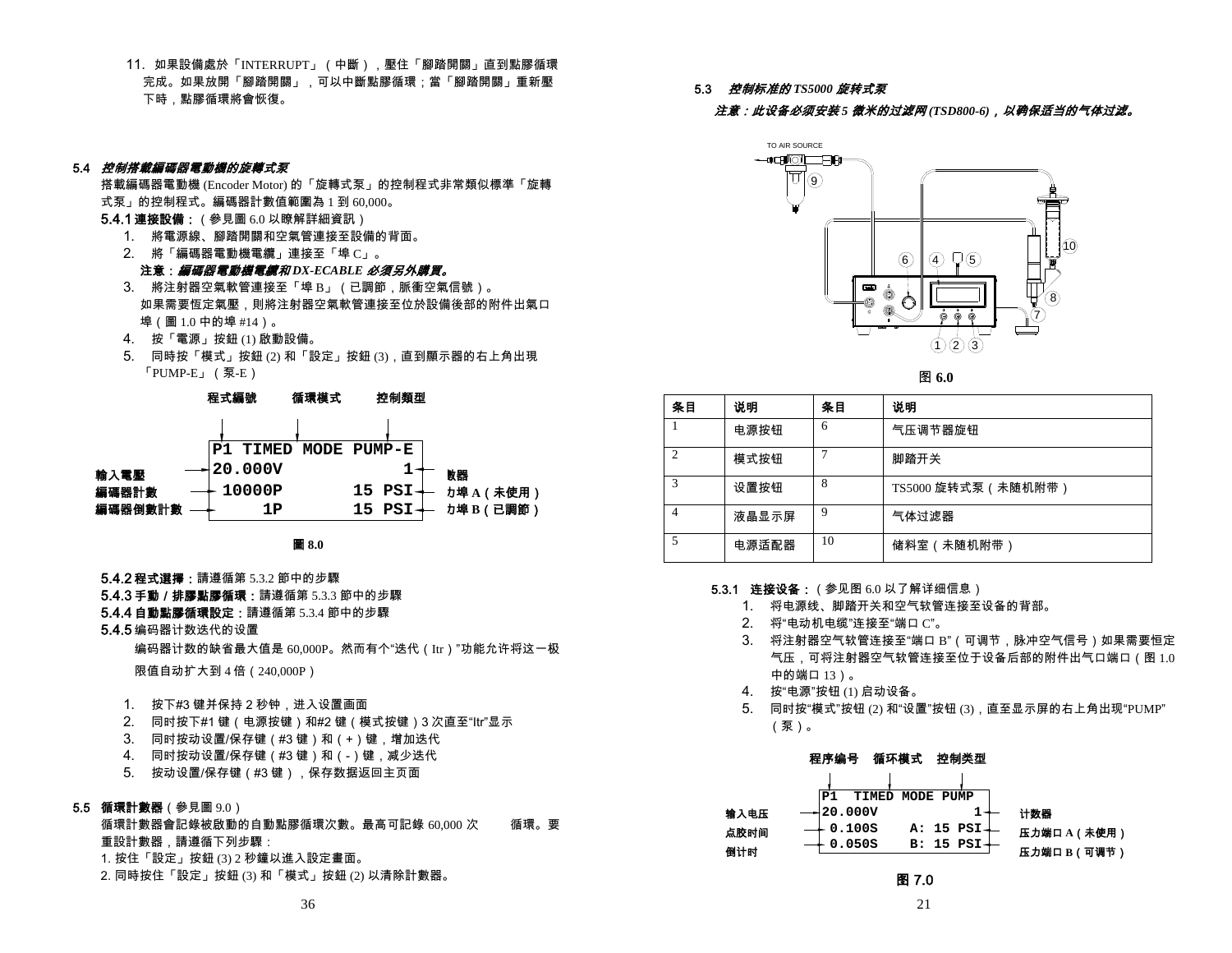11. 如果設備處於「INTERRUPT」（中斷），壓住「腳踏開關」直到點膠循環完成。如果放開「腳踏開關」，可以中斷點膠循環；當「腳踏開關」重新壓下時，點膠循環將會恢復。

### 5.4 *控制搭載編碼器電動機的旋轉式泵*

搭載編碼器電動機 (Encoder Motor) 的「旋轉式泵」的控制程式非常類似標準「旋轉式泵」的控制程式。編碼器計數值範圍為 1 到 60,000。

**5.4.1 連接設備：**（參見圖 6.0 以瞭解詳細資訊）

1. 將電源線、腳踏開關和空氣管連接至設備的背面。
2. 將「編碼器電動機電纜」連接至「埠 C」。

   **注意：*編碼器電動機電纜和 DX-ECABLE 必須另外購買。***
3. 將注射器空氣軟管連接至「埠 B」（已調節，脈衝空氣信號）。如果需要恆定氣壓，則將注射器空氣軟管連接至位於設備後部的附件出氣口埠（圖 1.0 中的埠 #14）。
4. 按「電源」按鈕 (1) 啟動設備。
5. 同時按「模式」按鈕 (2) 和「設定」按鈕 (3)，直到顯示器的右上角出現「PUMP-E」（泵-E）

**程式編號　循環模式　控制類型**

```
P1 TIMED MODE PUMP-E
20.000V            1
 10000P       15 PSI
     1P       15 PSI
```

輸入電壓；編碼器計數；編碼器倒數計數；數器；力埠 A（未使用）；力埠 B（已調節）

**圖 8.0**

**5.4.2 程式選擇：**請遵循第 5.3.2 節中的步驟

**5.4.3 手動 / 排膠點膠循環：**請遵循第 5.3.3 節中的步驟

**5.4.4 自動點膠循環設定：**請遵循第 5.3.4 節中的步驟

**5.4.5** 编码器计数迭代的设置

编码器计数的缺省最大值是 60,000P。然而有个"迭代（Itr）"功能允许将这一极限值自动扩大到 4 倍（240,000P）

1. 按下#3 键并保持 2 秒钟，进入设置画面
2. 同时按下#1 键（电源按键）和#2 键（模式按键）3 次直至"ltr"显示
3. 同时按动设置/保存键（#3 键）和（+）键，增加迭代
4. 同时按动设置/保存键（#3 键）和（-）键，减少迭代
5. 按动设置/保存键（#3 键），保存数据返回主页面

### 5.5 循環計數器（參見圖 9.0）

循環計數器會記錄被啟動的自動點膠循環次數。最高可記錄 60,000 次　　循環。要重設計數器，請遵循下列步驟：

1. 按住「設定」按鈕 (3) 2 秒鐘以進入設定畫面。
2. 同時按住「設定」按鈕 (3) 和「模式」按鈕 (2) 以清除計數器。

### 5.3 *控制标准的 TS5000 旋转式泵*

***注意：此设备必须安装 5 微米的过滤网 (TSD800-6)，以确保适当的气体过滤。***

TO AIR SOURCE

**图 6.0**

| 条目 | 说明 | 条目 | 说明 |
|---|---|---|---|
| 1 | 电源按钮 | 6 | 气压调节器旋钮 |
| 2 | 模式按钮 | 7 | 脚踏开关 |
| 3 | 设置按钮 | 8 | TS5000 旋转式泵（未随机附带） |
| 4 | 液晶显示屏 | 9 | 气体过滤器 |
| 5 | 电源适配器 | 10 | 储料室（未随机附带） |

**5.3.1 连接设备：**（参见图 6.0 以了解详细信息）

1. 将电源线、脚踏开关和空气软管连接至设备的背部。
2. 将"电动机电缆"连接至"端口 C"。
3. 将注射器空气软管连接至"端口 B"（可调节，脉冲空气信号）如果需要恒定气压，可将注射器空气软管连接至位于设备后部的附件出气口端口（图 1.0 中的端口 13）。
4. 按"电源"按钮 (1) 启动设备。
5. 同时按"模式"按钮 (2) 和"设置"按钮 (3)，直至显示屏的右上角出现"PUMP"（泵）。

**程序编号　循环模式　控制类型**

```
P1  TIMED MODE PUMP
20.000V            1
 0.100S    A: 15 PSI
 0.050S    B: 15 PSI
```

输入电压；点胶时间；倒计时；计数器；压力端口 A（未使用）；压力端口 B（可调节）

**图 7.0**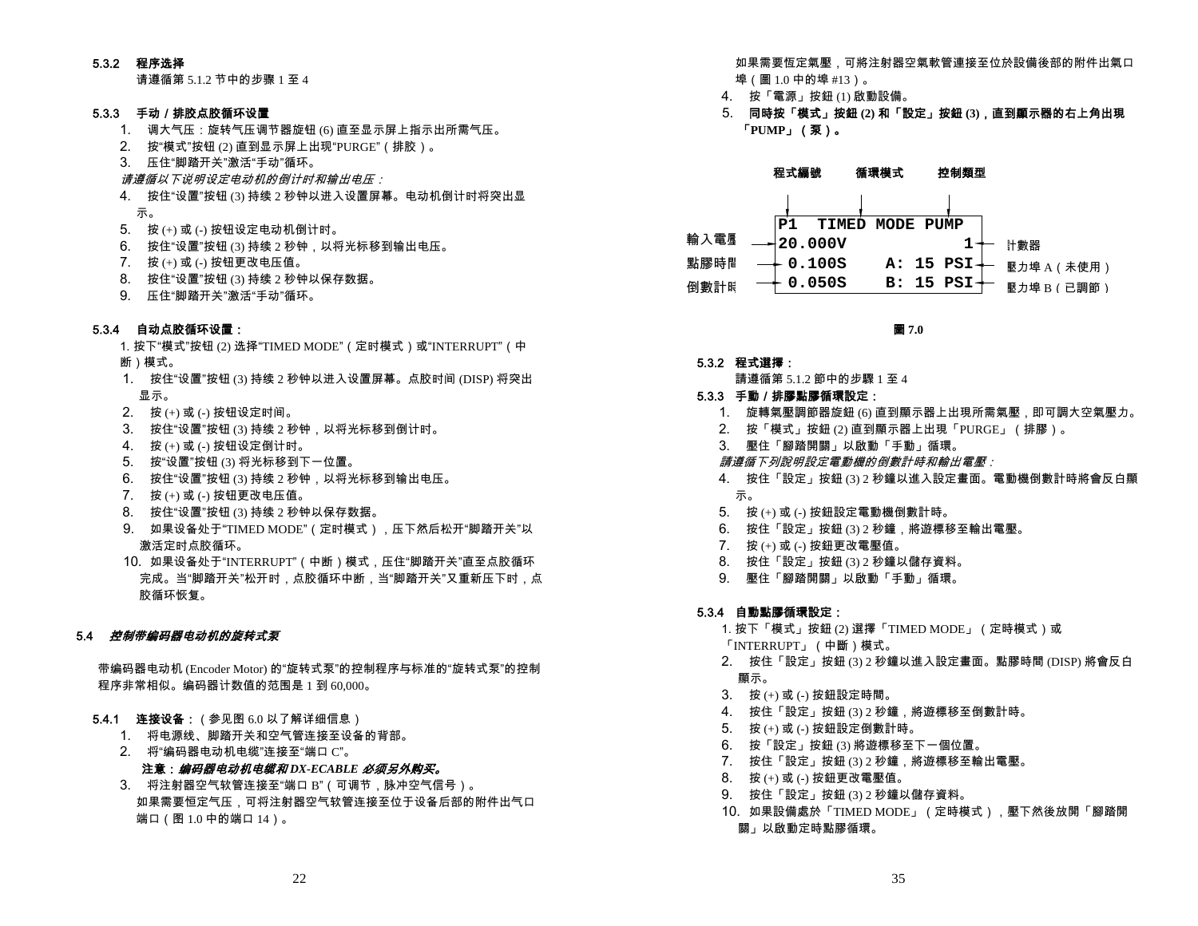#### 5.3.2 程序选择

请遵循第 5.1.2 节中的步骤 1 至 4

#### 5.3.3 手动 / 排胶点胶循环设置

1. 调大气压：旋转气压调节器旋钮 (6) 直至显示屏上指示出所需气压。
2. 按"模式"按钮 (2) 直到显示屏上出现"PURGE"（排胶）。
3. 压住"脚踏开关"激活"手动"循环。

*请遵循以下说明设定电动机的倒计时和输出电压：*

4. 按住"设置"按钮 (3) 持续 2 秒钟以进入设置屏幕。电动机倒计时将突出显示。
5. 按 (+) 或 (-) 按钮设定电动机倒计时。
6. 按住"设置"按钮 (3) 持续 2 秒钟，以将光标移到输出电压。
7. 按 (+) 或 (-) 按钮更改电压值。
8. 按住"设置"按钮 (3) 持续 2 秒钟以保存数据。
9. 压住"脚踏开关"激活"手动"循环。

#### 5.3.4 自动点胶循环设置：

1. 按下"模式"按钮 (2) 选择"TIMED MODE"（定时模式）或"INTERRUPT"（中断）模式。
1. 按住"设置"按钮 (3) 持续 2 秒钟以进入设置屏幕。点胶时间 (DISP) 将突出显示。
2. 按 (+) 或 (-) 按钮设定时间。
3. 按住"设置"按钮 (3) 持续 2 秒钟，以将光标移到倒计时。
4. 按 (+) 或 (-) 按钮设定倒计时。
5. 按"设置"按钮 (3) 将光标移到下一位置。
6. 按住"设置"按钮 (3) 持续 2 秒钟，以将光标移到输出电压。
7. 按 (+) 或 (-) 按钮更改电压值。
8. 按住"设置"按钮 (3) 持续 2 秒钟以保存数据。
9. 如果设备处于"TIMED MODE"（定时模式），压下然后松开"脚踏开关"以激活定时点胶循环。
10. 如果设备处于"INTERRUPT"（中断）模式，压住"脚踏开关"直至点胶循环完成。当"脚踏开关"松开时，点胶循环中断，当"脚踏开关"又重新压下时，点胶循环恢复。

### 5.4 *控制带编码器电动机的旋转式泵*

带编码器电动机 (Encoder Motor) 的"旋转式泵"的控制程序与标准的"旋转式泵"的控制程序非常相似。编码器计数值的范围是 1 到 60,000。

#### 5.4.1 连接设备：（参见图 6.0 以了解详细信息）

1. 将电源线、脚踏开关和空气管连接至设备的背部。
2. 将"编码器电动机电缆"连接至"端口 C"。

   **注意：*编码器电动机电缆和 DX-ECABLE 必须另外购买。***

3. 将注射器空气软管连接至"端口 B"（可调节，脉冲空气信号）。

   如果需要恒定气压，可将注射器空气软管连接至位于设备后部的附件出气口端口（图 1.0 中的端口 14）。

如果需要恆定氣壓，可將注射器空氣軟管連接至位於設備後部的附件出氣口埠（圖 1.0 中的埠 #13）。

4. 按「電源」按鈕 (1) 啟動設備。
5. **同時按「模式」按鈕 (2) 和「設定」按鈕 (3)，直到顯示器的右上角出現「PUMP」（泵）。**

| | 程式編號 / 循環模式 / 控制類型 | |
|---|---|---|
| | P1 TIMED MODE PUMP | |
| 輸入電壓 | 20.000V 1 | 計數器 |
| 點膠時間 | 0.100S A: 15 PSI | 壓力埠 A（未使用） |
| 倒數計時 | 0.050S B: 15 PSI | 壓力埠 B（已調節） |

**圖 7.0**

#### 5.3.2 程式選擇：

請遵循第 5.1.2 節中的步驟 1 至 4

#### 5.3.3 手動 / 排膠點膠循環設定：

1. 旋轉氣壓調節器旋鈕 (6) 直到顯示器上出現所需氣壓，即可調大空氣壓力。
2. 按「模式」按鈕 (2) 直到顯示器上出現「PURGE」（排膠）。
3. 壓住「腳踏開關」以啟動「手動」循環。

*請遵循下列說明設定電動機的倒數計時和輸出電壓：*

4. 按住「設定」按鈕 (3) 2 秒鐘以進入設定畫面。電動機倒數計時將會反白顯示。
5. 按 (+) 或 (-) 按鈕設定電動機倒數計時。
6. 按住「設定」按鈕 (3) 2 秒鐘，將遊標移至輸出電壓。
7. 按 (+) 或 (-) 按鈕更改電壓值。
8. 按住「設定」按鈕 (3) 2 秒鐘以儲存資料。
9. 壓住「腳踏開關」以啟動「手動」循環。

#### 5.3.4 自動點膠循環設定：

1. 按下「模式」按鈕 (2) 選擇「TIMED MODE」（定時模式）或「INTERRUPT」（中斷）模式。
2. 按住「設定」按鈕 (3) 2 秒鐘以進入設定畫面。點膠時間 (DISP) 將會反白顯示。
3. 按 (+) 或 (-) 按鈕設定時間。
4. 按住「設定」按鈕 (3) 2 秒鐘，將遊標移至倒數計時。
5. 按 (+) 或 (-) 按鈕設定倒數計時。
6. 按「設定」按鈕 (3) 將遊標移至下一個位置。
7. 按住「設定」按鈕 (3) 2 秒鐘，將遊標移至輸出電壓。
8. 按 (+) 或 (-) 按鈕更改電壓值。
9. 按住「設定」按鈕 (3) 2 秒鐘以儲存資料。
10. 如果設備處於「TIMED MODE」（定時模式），壓下然後放開「腳踏開關」以啟動定時點膠循環。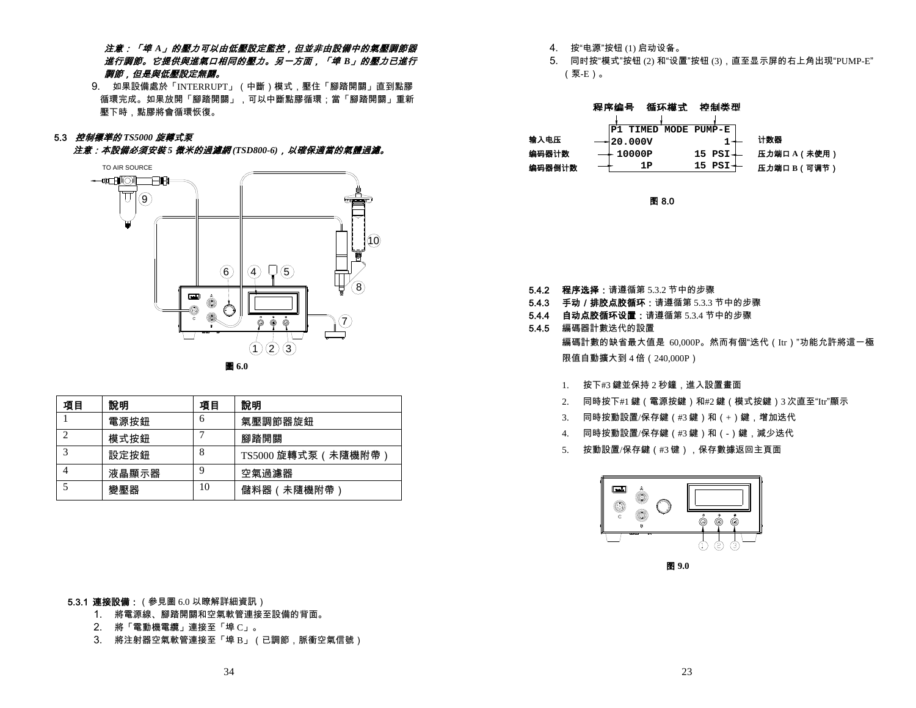*注意：「埠 A」的壓力可以由低壓設定監控，但並非由設備中的氣壓調節器進行調節。它提供與進氣口相同的壓力。另一方面，「埠 B」的壓力已進行調節，但是與低壓設定無關。*

9. 如果設備處於「INTERRUPT」（中斷）模式，壓住「腳踏開關」直到點膠循環完成。如果放開「腳踏開關」，可以中斷點膠循環；當「腳踏開關」重新壓下時，點膠將會循環恢復。

### 5.3 *控制標準的 TS5000 旋轉式泵*

*注意：本設備必須安裝 5 微米的過濾網 (TSD800-6)，以確保適當的氣體過濾。*

TO AIR SOURCE

**圖 6.0**

| 項目 | 說明 | 項目 | 說明 |
|---|---|---|---|
| 1 | 電源按鈕 | 6 | 氣壓調節器旋鈕 |
| 2 | 模式按鈕 | 7 | 腳踏開關 |
| 3 | 設定按鈕 | 8 | TS5000 旋轉式泵（未隨機附帶） |
| 4 | 液晶顯示器 | 9 | 空氣過濾器 |
| 5 | 變壓器 | 10 | 儲料器（未隨機附帶） |

#### 5.3.1 連接設備：（參見圖 6.0 以瞭解詳細資訊）

1. 將電源線、腳踏開關和空氣軟管連接至設備的背面。
2. 將「電動機電纜」連接至「埠 C」。
3. 將注射器空氣軟管連接至「埠 B」（已調節，脈衝空氣信號）

4. 按“电源”按钮 (1) 启动设备。
5. 同时按“模式”按钮 (2) 和“设置”按钮 (3)，直至显示屏的右上角出现“PUMP-E”（泵-E）。

程序编号　循环模式　控制类型

```
P1 TIMED MODE PUMP-E
20.000V            1
 10000P       15 PSI
     1P       15 PSI
```

输入电压 / 编码器计数 / 编码器倒计数 / 计数器 / 压力端口 A（未使用） / 压力端口 B（可调节）

**图 8.0**

**5.4.2 程序选择：**请遵循第 5.3.2 节中的步骤

**5.4.3 手动 / 排胶点胶循环：**请遵循第 5.3.3 节中的步骤

**5.4.4 自动点胶循环设置：**请遵循第 5.3.4 节中的步骤

**5.4.5** 編碼器計數迭代的設置

編碼計數的缺省最大值是 60,000P。然而有個“迭代（Itr）”功能允許將這一極限值自動擴大到 4 倍（240,000P）

1. 按下#3 鍵並保持 2 秒鐘，進入設置畫面
2. 同時按下#1 鍵（電源按鍵）和#2 鍵（模式按鍵）3 次直至“Itr”顯示
3. 同時按動設置/保存鍵（#3 鍵）和（+）鍵，增加迭代
4. 同時按動設置/保存鍵（#3 鍵）和（-）鍵，減少迭代
5. 按動設置/保存鍵（#3 键），保存數據返回主頁面

**图 9.0**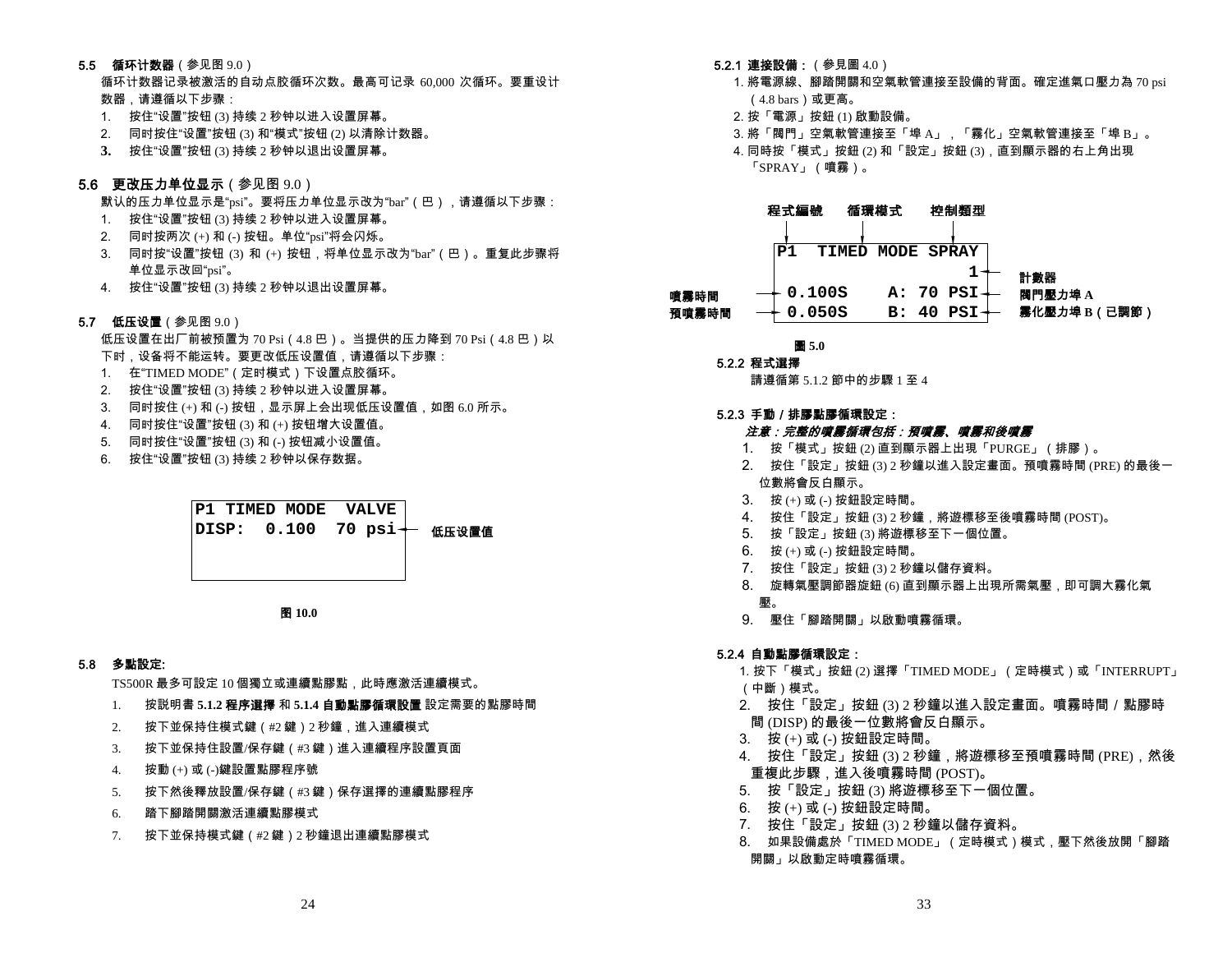### 5.5 循环计数器（参见图 9.0）

循环计数器记录被激活的自动点胶循环次数。最高可记录 60,000 次循环。要重设计数器，请遵循以下步骤：

1. 按住"设置"按钮 (3) 持续 2 秒钟以进入设置屏幕。
2. 同时按住"设置"按钮 (3) 和"模式"按钮 (2) 以清除计数器。
3. 按住"设置"按钮 (3) 持续 2 秒钟以退出设置屏幕。

### 5.6 更改压力单位显示（参见图 9.0）

默认的压力单位显示是"psi"。要将压力单位显示改为"bar"（巴），请遵循以下步骤：

1. 按住"设置"按钮 (3) 持续 2 秒钟以进入设置屏幕。
2. 同时按两次 (+) 和 (-) 按钮。单位"psi"将会闪烁。
3. 同时按"设置"按钮 (3) 和 (+) 按钮，将单位显示改为"bar"（巴）。重复此步骤将单位显示改回"psi"。
4. 按住"设置"按钮 (3) 持续 2 秒钟以退出设置屏幕。

### 5.7 低压设置（参见图 9.0）

低压设置在出厂前被预置为 70 Psi（4.8 巴）。当提供的压力降到 70 Psi（4.8 巴）以下时，设备将不能运转。要更改低压设置值，请遵循以下步骤：

1. 在"TIMED MODE"（定时模式）下设置点胶循环。
2. 按住"设置"按钮 (3) 持续 2 秒钟以进入设置屏幕。
3. 同时按住 (+) 和 (-) 按钮，显示屏上会出现低压设置值，如图 6.0 所示。
4. 同时按住"设置"按钮 (3) 和 (+) 按钮增大设置值。
5. 同时按住"设置"按钮 (3) 和 (-) 按钮减小设置值。
6. 按住"设置"按钮 (3) 持续 2 秒钟以保存数据。

```
P1 TIMED MODE  VALVE
DISP:  0.100  70 psi  ← 低压设置值
```

图 10.0

### 5.8 多點設定:

TS500R 最多可設定 10 個獨立或連續點膠點，此時應激活連續模式。

1. 按說明書 **5.1.2 程序選擇** 和 **5.1.4 自動點膠循環設置** 設定需要的點膠時間
2. 按下並保持住模式鍵（#2 鍵）2 秒鐘，進入連續模式
3. 按下並保持住設置/保存鍵（#3 鍵）進入連續程序設置頁面
4. 按動 (+) 或 (-)鍵設置點膠程序號
5. 按下然後釋放設置/保存鍵（#3 鍵）保存選擇的連續點膠程序
6. 踏下腳踏開關激活連續點膠模式
7. 按下並保持模式鍵（#2 鍵）2 秒鐘退出連續點膠模式

#### 5.2.1 連接設備：（參見圖 4.0）

1. 將電源線、腳踏開關和空氣軟管連接至設備的背面。確定進氣口壓力為 70 psi（4.8 bars）或更高。
2. 按「電源」按鈕 (1) 啟動設備。
3. 將「閥門」空氣軟管連接至「埠 A」，「霧化」空氣軟管連接至「埠 B」。
4. 同時按「模式」按鈕 (2) 和「設定」按鈕 (3)，直到顯示器的右上角出現「SPRAY」（噴霧）。

```
程式編號   循環模式   控制類型
P1  TIMED MODE SPRAY
                  1    ← 計數器
噴霧時間 → 0.100S   A: 70 PSI ← 閥門壓力埠 A
預噴霧時間 → 0.050S   B: 40 PSI ← 霧化壓力埠 B（已調節）
```

圖 5.0

#### 5.2.2 程式選擇

請遵循第 5.1.2 節中的步驟 1 至 4

#### 5.2.3 手動 / 排膠點膠循環設定：

***注意：完整的噴霧循環包括：預噴霧、噴霧和後噴霧***

1. 按「模式」按鈕 (2) 直到顯示器上出現「PURGE」（排膠）。
2. 按住「設定」按鈕 (3) 2 秒鐘以進入設定畫面。預噴霧時間 (PRE) 的最後一位數將會反白顯示。
3. 按 (+) 或 (-) 按鈕設定時間。
4. 按住「設定」按鈕 (3) 2 秒鐘，將遊標移至後噴霧時間 (POST)。
5. 按「設定」按鈕 (3) 將遊標移至下一個位置。
6. 按 (+) 或 (-) 按鈕設定時間。
7. 按住「設定」按鈕 (3) 2 秒鐘以儲存資料。
8. 旋轉氣壓調節器旋鈕 (6) 直到顯示器上出現所需氣壓，即可調大霧化氣壓。
9. 壓住「腳踏開關」以啟動噴霧循環。

#### 5.2.4 自動點膠循環設定：

1. 按下「模式」按鈕 (2) 選擇「TIMED MODE」（定時模式）或「INTERRUPT」（中斷）模式。
2. 按住「設定」按鈕 (3) 2 秒鐘以進入設定畫面。噴霧時間 / 點膠時間 (DISP) 的最後一位數將會反白顯示。
3. 按 (+) 或 (-) 按鈕設定時間。
4. 按住「設定」按鈕 (3) 2 秒鐘，將遊標移至預噴霧時間 (PRE)，然後重複此步驟，進入後噴霧時間 (POST)。
5. 按「設定」按鈕 (3) 將遊標移至下一個位置。
6. 按 (+) 或 (-) 按鈕設定時間。
7. 按住「設定」按鈕 (3) 2 秒鐘以儲存資料。
8. 如果設備處於「TIMED MODE」（定時模式）模式，壓下然後放開「腳踏開關」以啟動定時噴霧循環。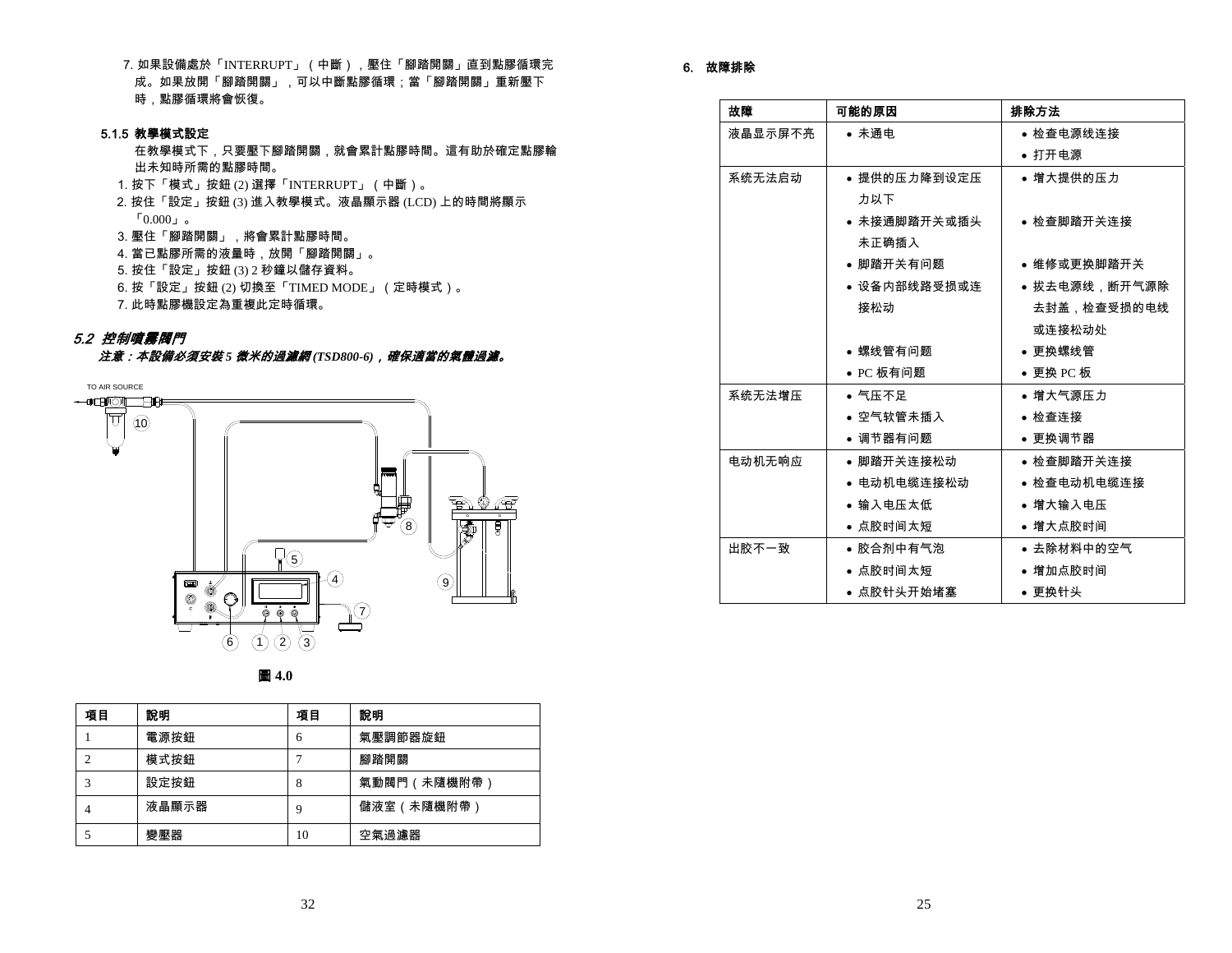7. 如果設備處於「INTERRUPT」（中斷），壓住「腳踏開關」直到點膠循環完成。如果放開「腳踏開關」，可以中斷點膠循環；當「腳踏開關」重新壓下時，點膠循環將會恢復。

### 5.1.5 教學模式設定

在教學模式下，只要壓下腳踏開關，就會累計點膠時間。這有助於確定點膠輸出未知時所需的點膠時間。

1. 按下「模式」按鈕 (2) 選擇「INTERRUPT」（中斷）。
2. 按住「設定」按鈕 (3) 進入教學模式。液晶顯示器 (LCD) 上的時間將顯示「0.000」。
3. 壓住「腳踏開關」，將會累計點膠時間。
4. 當已點膠所需的液量時，放開「腳踏開關」。
5. 按住「設定」按鈕 (3) 2 秒鐘以儲存資料。
6. 按「設定」按鈕 (2) 切換至「TIMED MODE」（定時模式）。
7. 此時點膠機設定為重複此定時循環。

## *5.2 控制噴霧閥門*

***注意：本設備必須安裝 5 微米的過濾網 (TSD800-6)，確保適當的氣體過濾。***

TO AIR SOURCE

**圖 4.0**

| 項目 | 說明 | 項目 | 說明 |
|---|---|---|---|
| 1 | 電源按鈕 | 6 | 氣壓調節器旋鈕 |
| 2 | 模式按鈕 | 7 | 腳踏開關 |
| 3 | 設定按鈕 | 8 | 氣動閥門（未隨機附帶） |
| 4 | 液晶顯示器 | 9 | 儲液室（未隨機附帶） |
| 5 | 變壓器 | 10 | 空氣過濾器 |

## 6. 故障排除

| 故障 | 可能的原因 | 排除方法 |
|---|---|---|
| 液晶显示屏不亮 | • 未通电 | • 检查电源线连接<br>• 打开电源 |
| 系统无法启动 | • 提供的压力降到设定压力以下<br>• 未接通脚踏开关或插头未正确插入<br>• 脚踏开关有问题<br>• 设备内部线路受损或连接松动<br>• 螺线管有问题<br>• PC 板有问题 | • 增大提供的压力<br>• 检查脚踏开关连接<br>• 维修或更换脚踏开关<br>• 拔去电源线，断开气源除去封盖，检查受损的电线或连接松动处<br>• 更换螺线管<br>• 更换 PC 板 |
| 系统无法增压 | • 气压不足<br>• 空气软管未插入<br>• 调节器有问题 | • 增大气源压力<br>• 检查连接<br>• 更换调节器 |
| 电动机无响应 | • 脚踏开关连接松动<br>• 电动机电缆连接松动<br>• 输入电压太低<br>• 点胶时间太短 | • 检查脚踏开关连接<br>• 检查电动机电缆连接<br>• 增大输入电压<br>• 增大点胶时间 |
| 出胶不一致 | • 胶合剂中有气泡<br>• 点胶时间太短<br>• 点胶针头开始堵塞 | • 去除材料中的空气<br>• 增加点胶时间<br>• 更换针头 |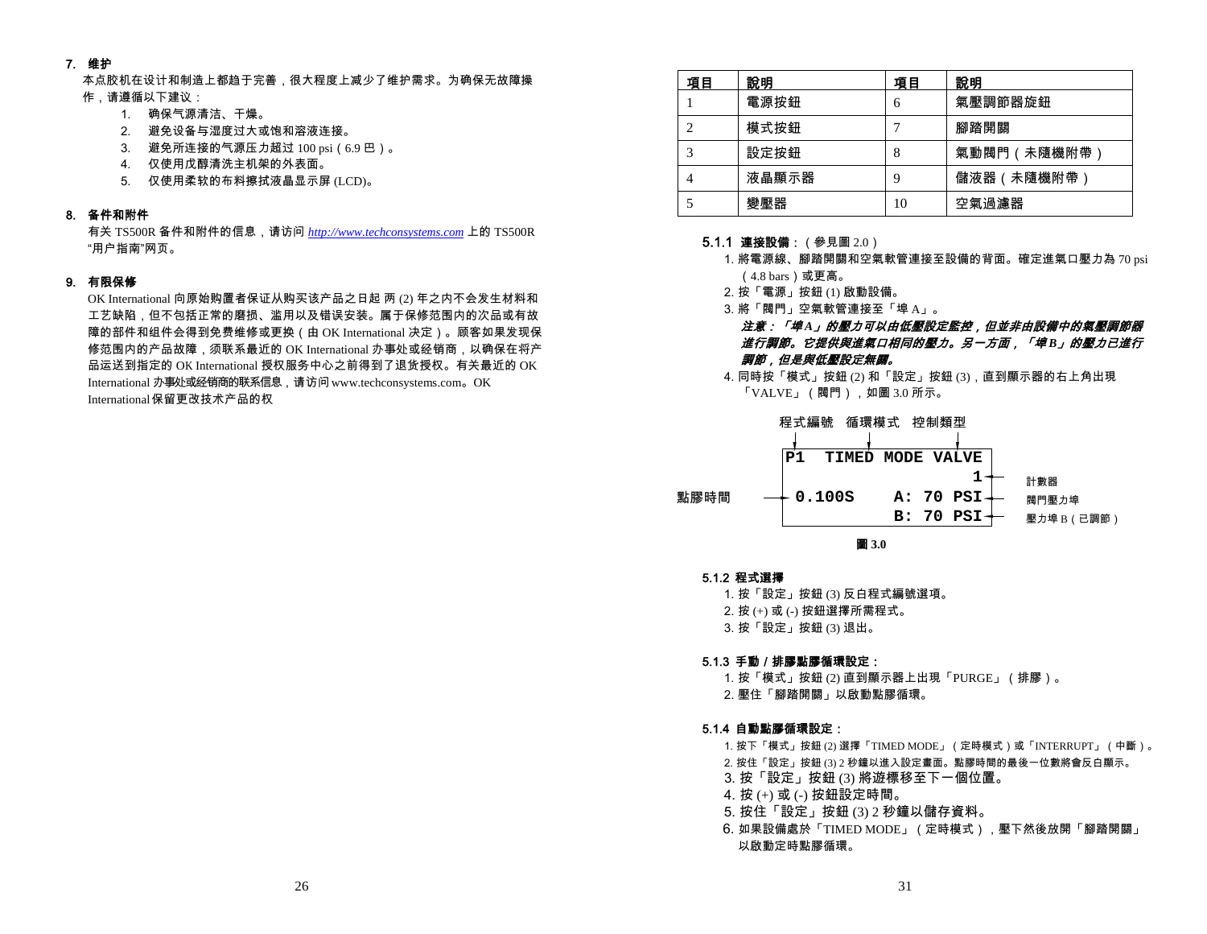## 7. 维护

本点胶机在设计和制造上都趋于完善，很大程度上减少了维护需求。为确保无故障操作，请遵循以下建议：

1. 确保气源清洁、干燥。
2. 避免设备与湿度过大或饱和溶液连接。
3. 避免所连接的气源压力超过 100 psi（6.9 巴）。
4. 仅使用戊醇清洗主机架的外表面。
5. 仅使用柔软的布料擦拭液晶显示屏 (LCD)。

## 8. 备件和附件

有关 TS500R 备件和附件的信息，请访问 *http://www.techconsystems.com* 上的 TS500R "用户指南"网页。

## 9. 有限保修

OK International 向原始购置者保证从购买该产品之日起 两 (2) 年之内不会发生材料和工艺缺陷，但不包括正常的磨损、滥用以及错误安装。属于保修范围内的次品或有故障的部件和组件会得到免费维修或更换（由 OK International 决定）。顾客如果发现保修范围内的产品故障，须联系最近的 OK International 办事处或经销商，以确保在将产品运送到指定的 OK International 授权服务中心之前得到了退货授权。有关最近的 OK International 办事处或经销商的联系信息，请访问 www.techconsystems.com。OK International 保留更改技术产品的权

| 項目 | 說明 | 項目 | 說明 |
|---|---|---|---|
| 1 | 電源按鈕 | 6 | 氣壓調節器旋鈕 |
| 2 | 模式按鈕 | 7 | 腳踏開關 |
| 3 | 設定按鈕 | 8 | 氣動閥門（未隨機附帶） |
| 4 | 液晶顯示器 | 9 | 儲液器（未隨機附帶） |
| 5 | 變壓器 | 10 | 空氣過濾器 |

### 5.1.1 連接設備：（參見圖 2.0）

1. 將電源線、腳踏開關和空氣軟管連接至設備的背面。確定進氣口壓力為 70 psi（4.8 bars）或更高。
2. 按「電源」按鈕 (1) 啟動設備。
3. 將「閥門」空氣軟管連接至「埠 A」。
   ***注意：「埠 A」的壓力可以由低壓設定監控，但並非由設備中的氣壓調節器進行調節。它提供與進氣口相同的壓力。另一方面，「埠 B」的壓力已進行調節，但是與低壓設定無關。***
4. 同時按「模式」按鈕 (2) 和「設定」按鈕 (3)，直到顯示器的右上角出現「VALVE」（閥門），如圖 3.0 所示。

程式編號　循環模式　控制類型

```
P1  TIMED MODE VALVE
                   1     ← 計數器
0.100S    A: 70 PSI      ← 閥門壓力埠
          B: 70 PSI      ← 壓力埠 B（已調節）
```

點膠時間 → 0.100S

**圖 3.0**

### 5.1.2 程式選擇

1. 按「設定」按鈕 (3) 反白程式編號選項。
2. 按 (+) 或 (-) 按鈕選擇所需程式。
3. 按「設定」按鈕 (3) 退出。

### 5.1.3 手動 / 排膠點膠循環設定：

1. 按「模式」按鈕 (2) 直到顯示器上出現「PURGE」（排膠）。
2. 壓住「腳踏開關」以啟動點膠循環。

### 5.1.4 自動點膠循環設定：

1. 按下「模式」按鈕 (2) 選擇「TIMED MODE」（定時模式）或「INTERRUPT」（中斷）。
2. 按住「設定」按鈕 (3) 2 秒鐘以進入設定畫面。點膠時間的最後一位數將會反白顯示。
3. 按「設定」按鈕 (3) 將遊標移至下一個位置。
4. 按 (+) 或 (-) 按鈕設定時間。
5. 按住「設定」按鈕 (3) 2 秒鐘以儲存資料。
6. 如果設備處於「TIMED MODE」（定時模式），壓下然後放開「腳踏開關」以啟動定時點膠循環。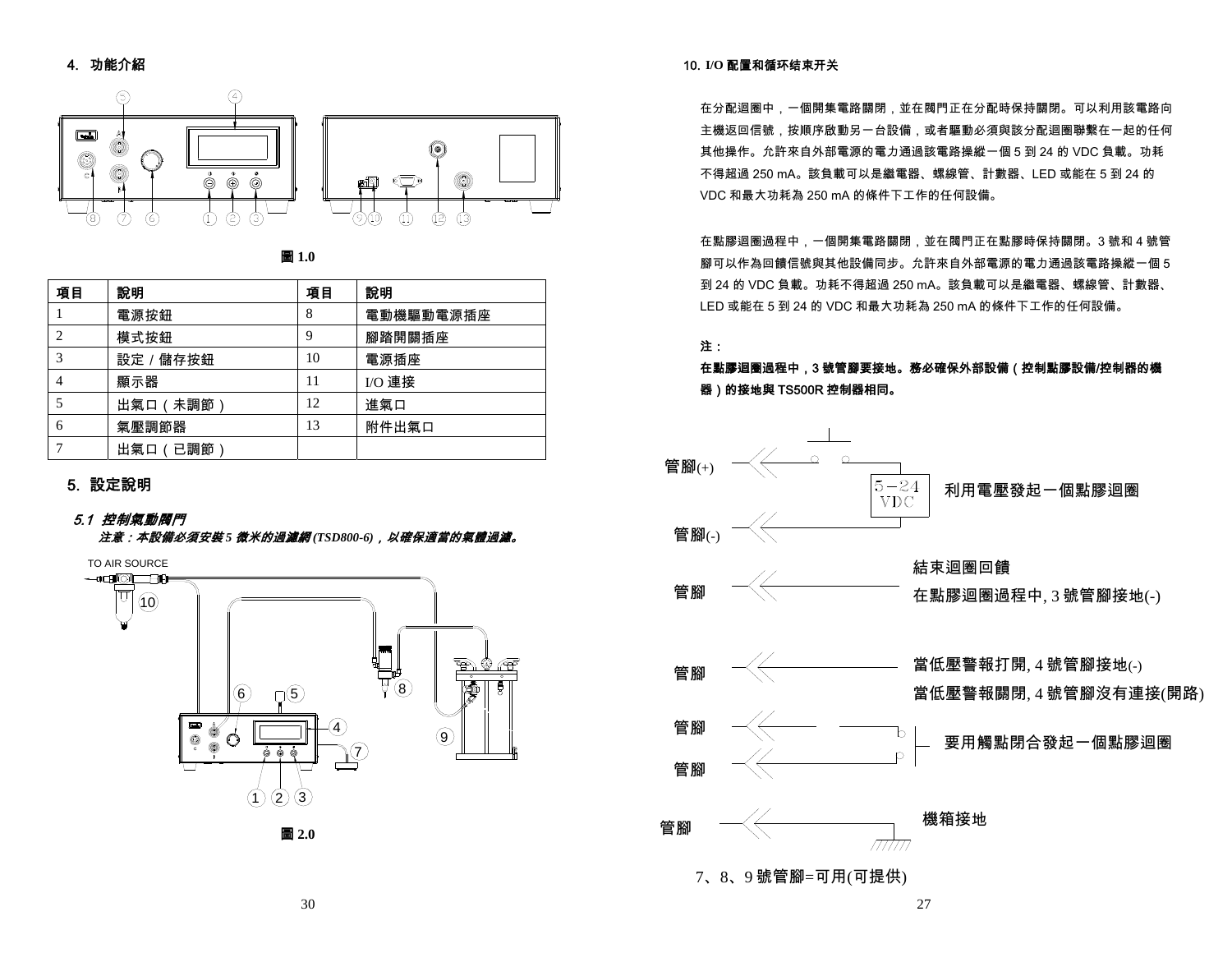## 4. 功能介紹

圖 1.0

| 項目 | 說明 | 項目 | 說明 |
|---|---|---|---|
| 1 | 電源按鈕 | 8 | 電動機驅動電源插座 |
| 2 | 模式按鈕 | 9 | 腳踏開關插座 |
| 3 | 設定 / 儲存按鈕 | 10 | 電源插座 |
| 4 | 顯示器 | 11 | I/O 連接 |
| 5 | 出氣口（未調節） | 12 | 進氣口 |
| 6 | 氣壓調節器 | 13 | 附件出氣口 |
| 7 | 出氣口（已調節） | | |

## 5. 設定說明

### *5.1 控制氣動閥門*

***注意：本設備必須安裝 5 微米的過濾網 (TSD800-6)，以確保適當的氣體過濾。***

TO AIR SOURCE

圖 2.0

### 10. I/O 配置和循环结束开关

在分配迴圈中，一個開集電路關閉，並在閥門正在分配時保持關閉。可以利用該電路向主機返回信號，按順序啟動另一台設備，或者驅動必須與該分配迴圈聯繫在一起的任何其他操作。允許來自外部電源的電力通過該電路操縱一個 5 到 24 的 VDC 負載。功耗不得超過 250 mA。該負載可以是繼電器、螺線管、計數器、LED 或能在 5 到 24 的 VDC 和最大功耗為 250 mA 的條件下工作的任何設備。

在點膠迴圈過程中，一個開集電路關閉，並在閥門正在點膠時保持關閉。3 號和 4 號管腳可以作為回饋信號與其他設備同步。允許來自外部電源的電力通過該電路操縱一個 5 到 24 的 VDC 負載。功耗不得超過 250 mA。該負載可以是繼電器、螺線管、計數器、LED 或能在 5 到 24 的 VDC 和最大功耗為 250 mA 的條件下工作的任何設備。

**注：**

**在點膠迴圈過程中，3 號管腳要接地。務必確保外部設備（控制點膠設備/控制器的機器）的接地與 TS500R 控制器相同。**

管腳(+)

5－24 VDC　利用電壓發起一個點膠迴圈

管腳(-)

管腳　結束迴圈回饋　在點膠迴圈過程中, 3 號管腳接地(-)

管腳　當低壓警報打開, 4 號管腳接地(-)　當低壓警報關閉, 4 號管腳沒有連接(開路)

管腳

管腳　要用觸點閉合發起一個點膠迴圈

管腳　機箱接地

7、8、9 號管腳=可用(可提供)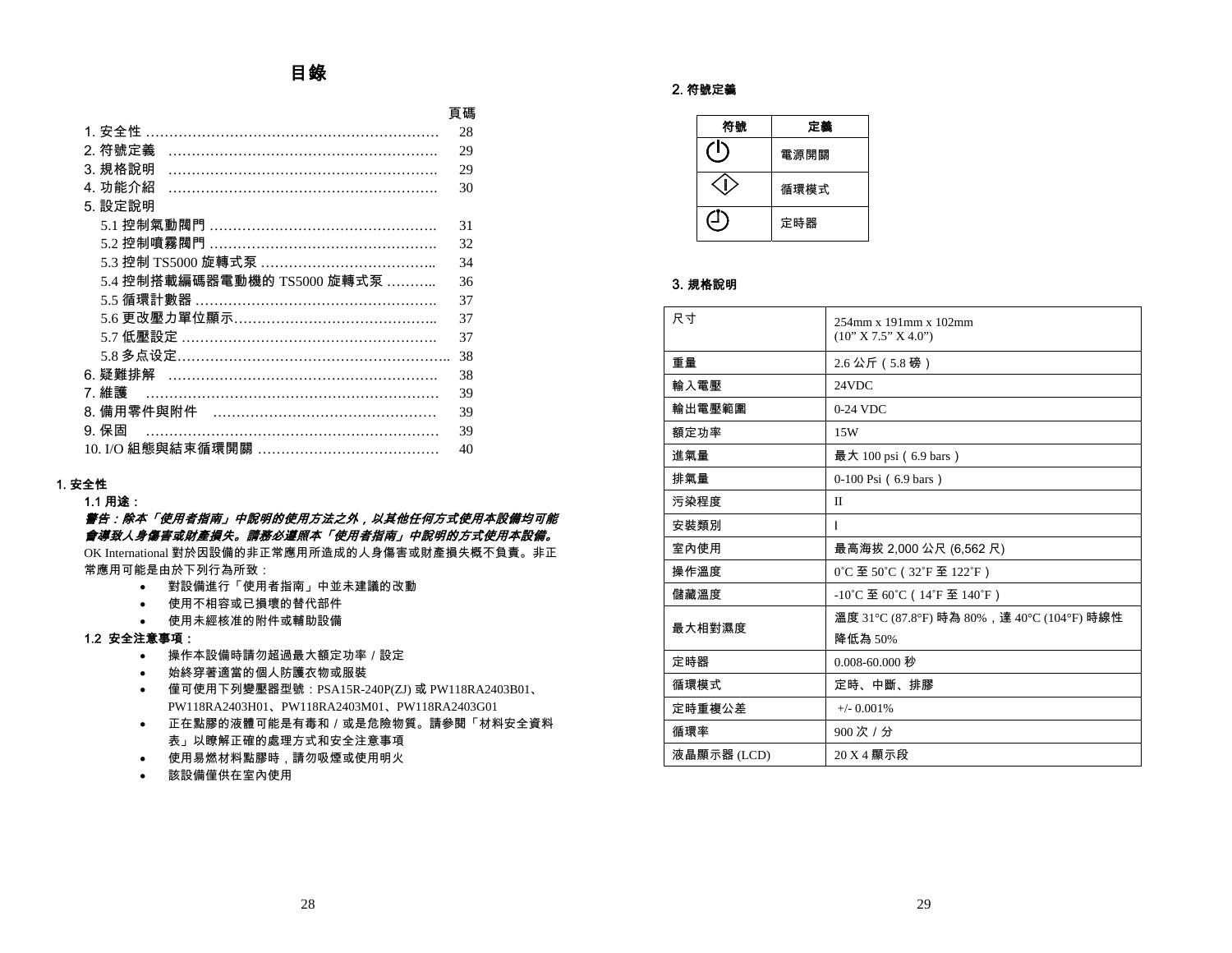# 目錄

| | 頁碼 |
|---|---|
| 1. 安全性 | 28 |
| 2. 符號定義 | 29 |
| 3. 規格說明 | 29 |
| 4. 功能介紹 | 30 |
| 5. 設定說明 | |
| 5.1 控制氣動閥門 | 31 |
| 5.2 控制噴霧閥門 | 32 |
| 5.3 控制 TS5000 旋轉式泵 | 34 |
| 5.4 控制搭載編碼器電動機的 TS5000 旋轉式泵 | 36 |
| 5.5 循環計數器 | 37 |
| 5.6 更改壓力單位顯示 | 37 |
| 5.7 低壓設定 | 37 |
| 5.8 多点设定 | 38 |
| 6. 疑難排解 | 38 |
| 7. 維護 | 39 |
| 8. 備用零件與附件 | 39 |
| 9. 保固 | 39 |
| 10. I/O 組態與結束循環開關 | 40 |

## 1. 安全性

### 1.1 用途：

***警告：除本「使用者指南」中說明的使用方法之外，以其他任何方式使用本設備均可能會導致人身傷害或財產損失。請務必遵照本「使用者指南」中說明的方式使用本設備。***

OK International 對於因設備的非正常應用所造成的人身傷害或財產損失概不負責。非正常應用可能是由於下列行為所致：

- 對設備進行「使用者指南」中並未建議的改動
- 使用不相容或已損壞的替代部件
- 使用未經核准的附件或輔助設備

### 1.2 安全注意事項：

- 操作本設備時請勿超過最大額定功率／設定
- 始終穿著適當的個人防護衣物或服裝
- 僅可使用下列變壓器型號：PSA15R-240P(ZJ) 或 PW118RA2403B01、PW118RA2403H01、PW118RA2403M01、PW118RA2403G01
- 正在點膠的液體可能是有毒和／或是危險物質。請參閱「材料安全資料表」以瞭解正確的處理方式和安全注意事項
- 使用易燃材料點膠時，請勿吸煙或使用明火
- 該設備僅供在室內使用

## 2. 符號定義

| 符號 | 定義 |
|---|---|
| ⏻ | 電源開關 |
| ◇ | 循環模式 |
| ⏲ | 定時器 |

## 3. 規格說明

| | |
|---|---|
| 尺寸 | 254mm x 191mm x 102mm (10” X 7.5” X 4.0”) |
| 重量 | 2.6 公斤（5.8 磅） |
| 輸入電壓 | 24VDC |
| 輸出電壓範圍 | 0-24 VDC |
| 額定功率 | 15W |
| 進氣量 | 最大 100 psi（6.9 bars） |
| 排氣量 | 0-100 Psi（6.9 bars） |
| 污染程度 | II |
| 安裝類別 | I |
| 室內使用 | 最高海拔 2,000 公尺 (6,562 尺) |
| 操作溫度 | 0˚C 至 50˚C（32˚F 至 122˚F） |
| 儲藏溫度 | -10˚C 至 60˚C（14˚F 至 140˚F） |
| 最大相對濕度 | 溫度 31°C (87.8°F) 時為 80%，達 40°C (104°F) 時線性降低為 50% |
| 定時器 | 0.008-60.000 秒 |
| 循環模式 | 定時、中斷、排膠 |
| 定時重複公差 | +/- 0.001% |
| 循環率 | 900 次／分 |
| 液晶顯示器 (LCD) | 20 X 4 顯示段 |